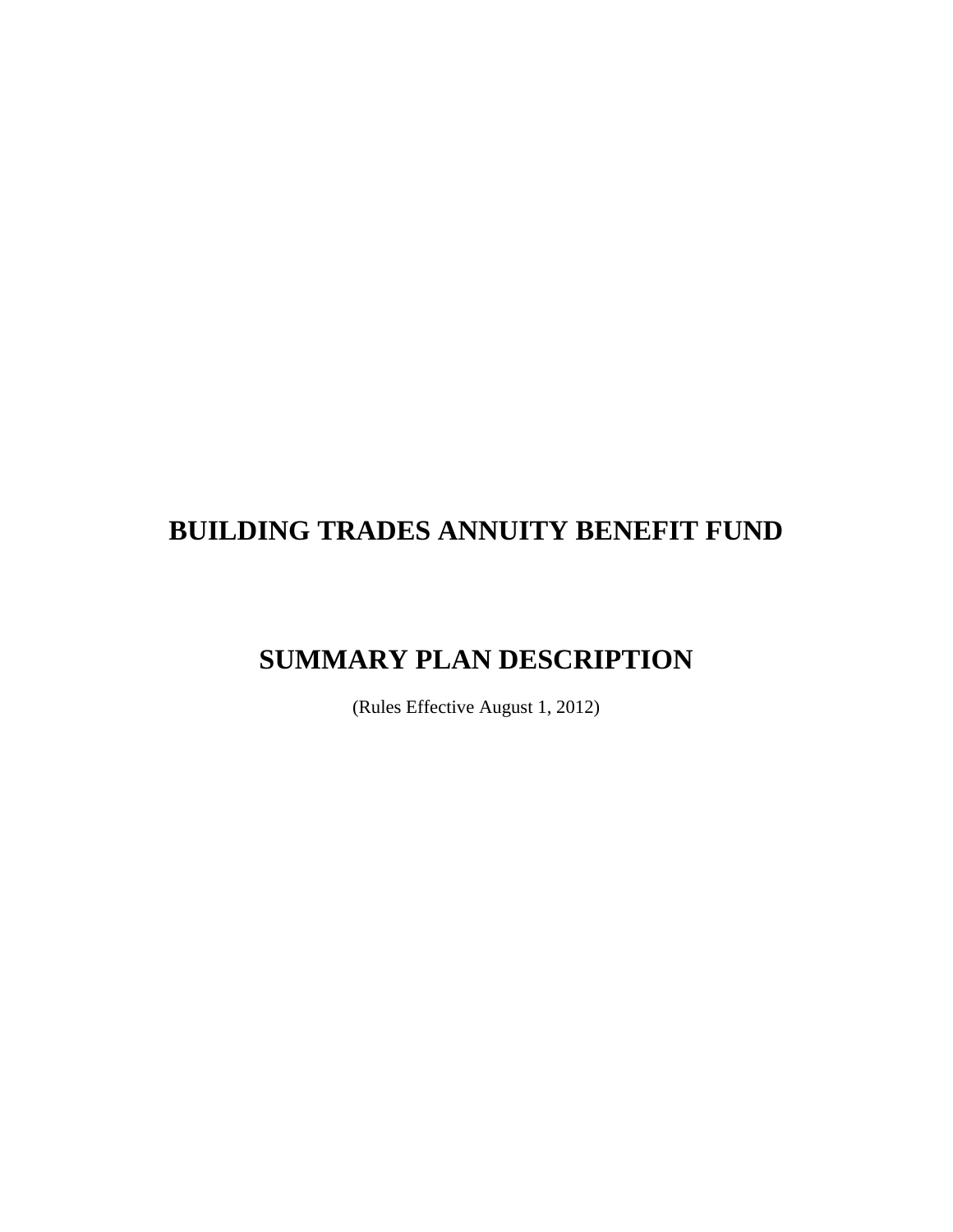# BUILDING TRADES ANNUITY BENEFIT FUND

# SUMMARY PLAN DESCRIPTION

(Rules Effective August 1, 2012)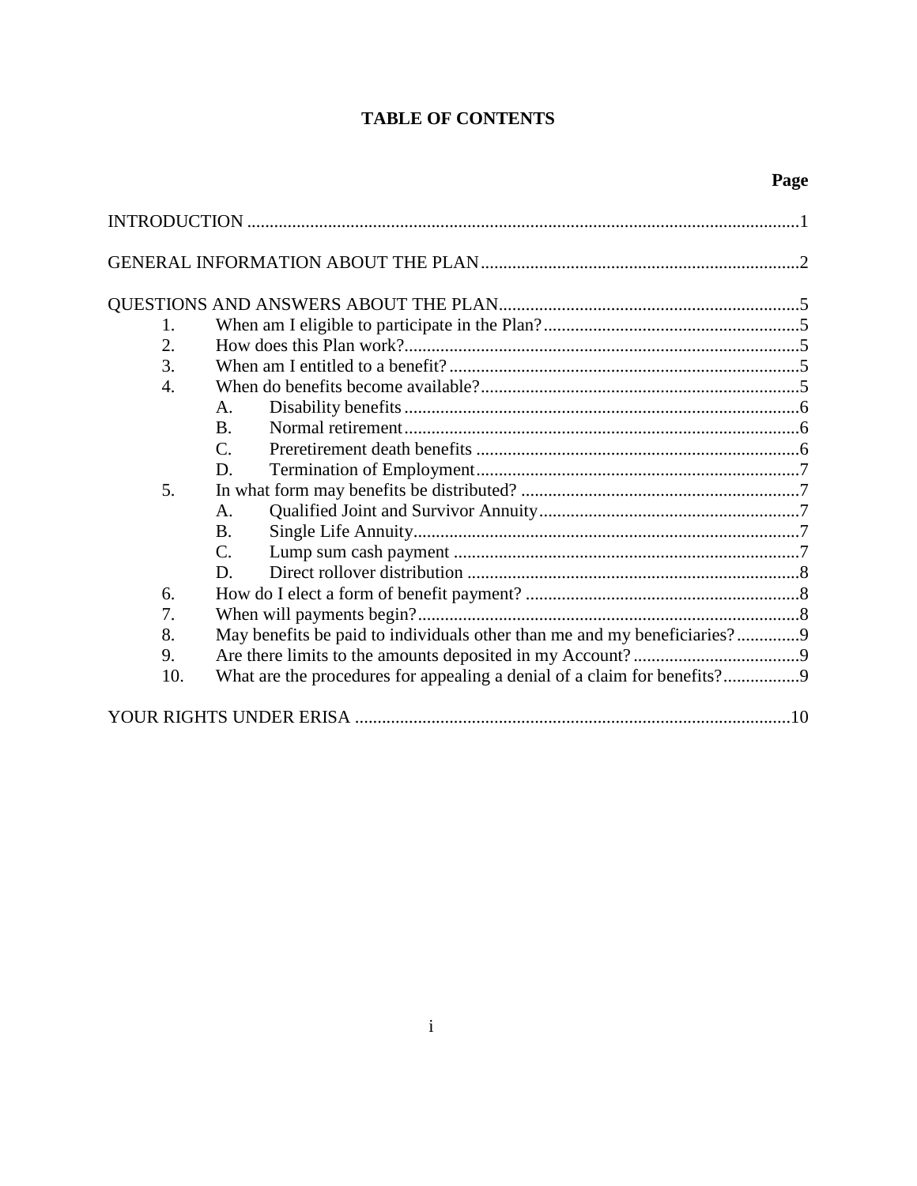# TABLE OF CONTENTS

| | Page |
|---|---|
| INTRODUCTION | 1 |
| GENERAL INFORMATION ABOUT THE PLAN | 2 |
| QUESTIONS AND ANSWERS ABOUT THE PLAN | 5 |
| 1. When am I eligible to participate in the Plan? | 5 |
| 2. How does this Plan work? | 5 |
| 3. When am I entitled to a benefit? | 5 |
| 4. When do benefits become available? | 5 |
| A. Disability benefits | 6 |
| B. Normal retirement | 6 |
| C. Preretirement death benefits | 6 |
| D. Termination of Employment | 7 |
| 5. In what form may benefits be distributed? | 7 |
| A. Qualified Joint and Survivor Annuity | 7 |
| B. Single Life Annuity | 7 |
| C. Lump sum cash payment | 7 |
| D. Direct rollover distribution | 8 |
| 6. How do I elect a form of benefit payment? | 8 |
| 7. When will payments begin? | 8 |
| 8. May benefits be paid to individuals other than me and my beneficiaries? | 9 |
| 9. Are there limits to the amounts deposited in my Account? | 9 |
| 10. What are the procedures for appealing a denial of a claim for benefits? | 9 |
| YOUR RIGHTS UNDER ERISA | 10 |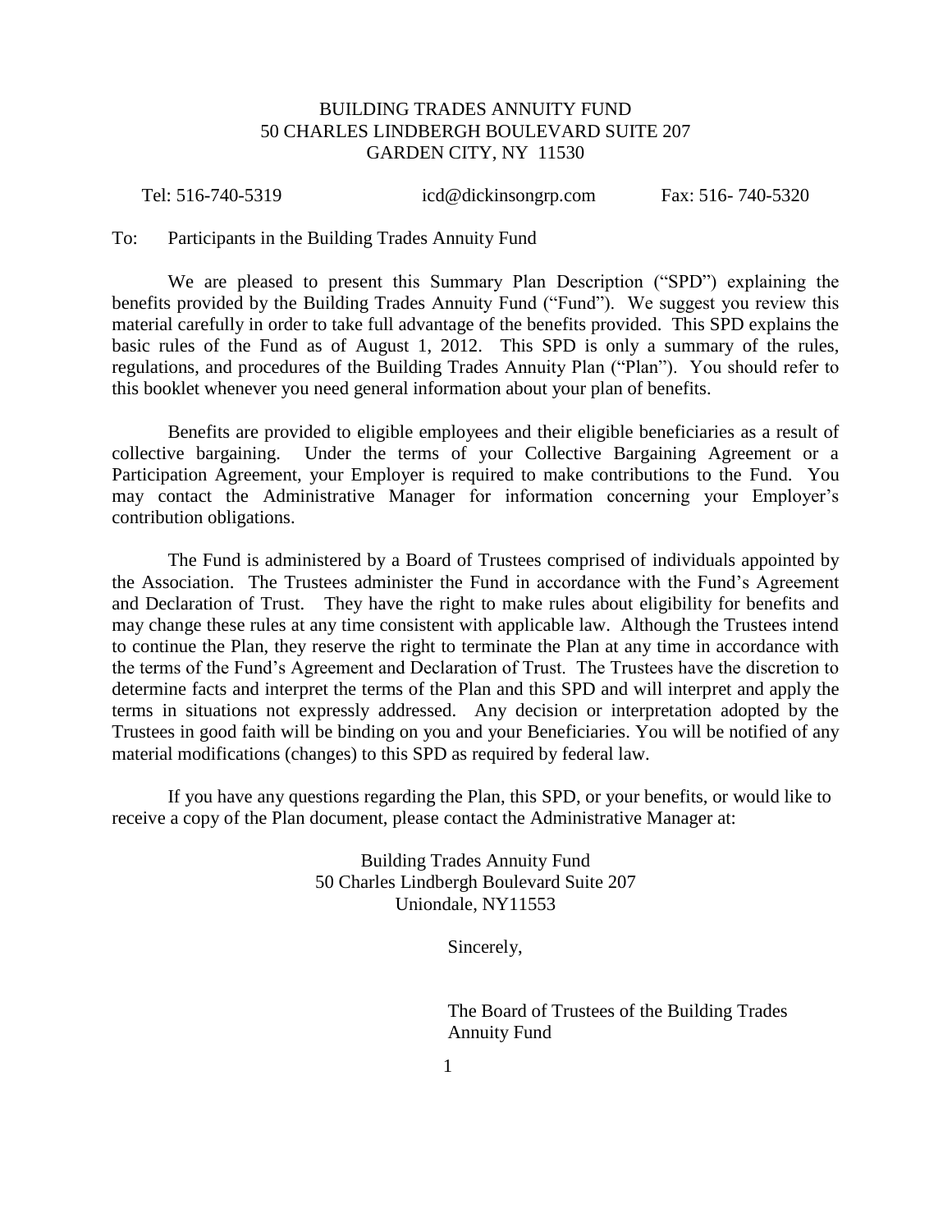BUILDING TRADES ANNUITY FUND
50 CHARLES LINDBERGH BOULEVARD SUITE 207
GARDEN CITY, NY 11530

Tel: 516-740-5319 icd@dickinsongrp.com Fax: 516- 740-5320

To: Participants in the Building Trades Annuity Fund

We are pleased to present this Summary Plan Description ("SPD") explaining the benefits provided by the Building Trades Annuity Fund ("Fund"). We suggest you review this material carefully in order to take full advantage of the benefits provided. This SPD explains the basic rules of the Fund as of August 1, 2012. This SPD is only a summary of the rules, regulations, and procedures of the Building Trades Annuity Plan ("Plan"). You should refer to this booklet whenever you need general information about your plan of benefits.

Benefits are provided to eligible employees and their eligible beneficiaries as a result of collective bargaining. Under the terms of your Collective Bargaining Agreement or a Participation Agreement, your Employer is required to make contributions to the Fund. You may contact the Administrative Manager for information concerning your Employer's contribution obligations.

The Fund is administered by a Board of Trustees comprised of individuals appointed by the Association. The Trustees administer the Fund in accordance with the Fund's Agreement and Declaration of Trust. They have the right to make rules about eligibility for benefits and may change these rules at any time consistent with applicable law. Although the Trustees intend to continue the Plan, they reserve the right to terminate the Plan at any time in accordance with the terms of the Fund's Agreement and Declaration of Trust. The Trustees have the discretion to determine facts and interpret the terms of the Plan and this SPD and will interpret and apply the terms in situations not expressly addressed. Any decision or interpretation adopted by the Trustees in good faith will be binding on you and your Beneficiaries. You will be notified of any material modifications (changes) to this SPD as required by federal law.

If you have any questions regarding the Plan, this SPD, or your benefits, or would like to receive a copy of the Plan document, please contact the Administrative Manager at:

Building Trades Annuity Fund
50 Charles Lindbergh Boulevard Suite 207
Uniondale, NY11553

Sincerely,

The Board of Trustees of the Building Trades Annuity Fund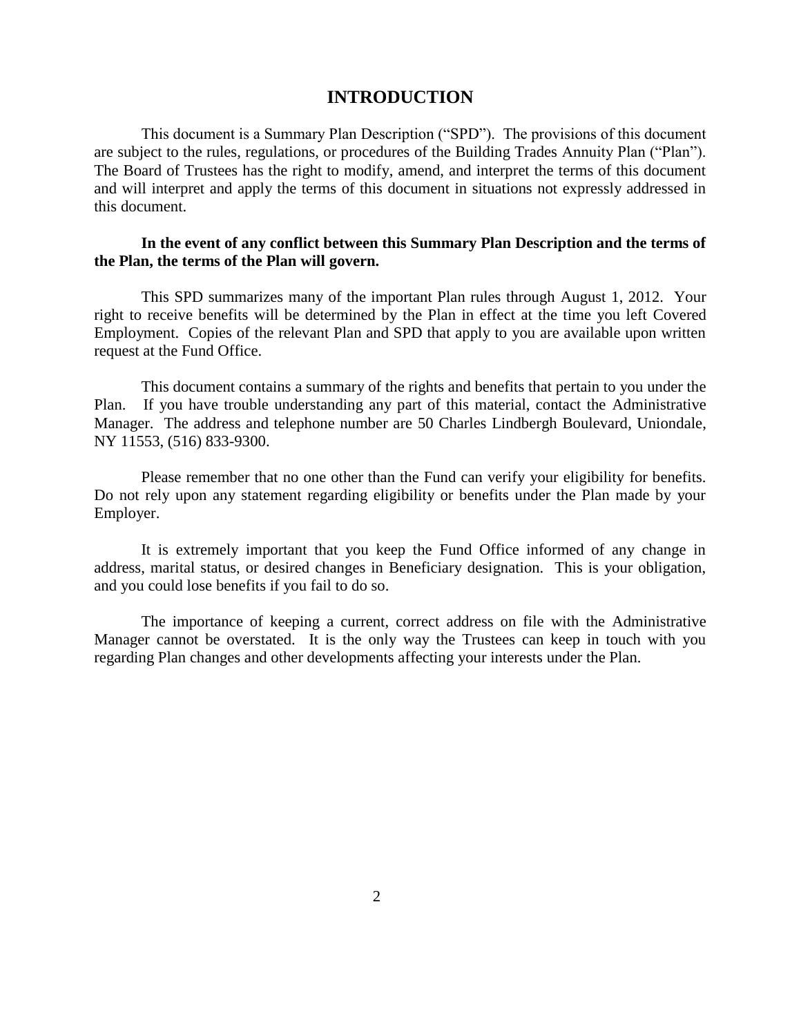# INTRODUCTION

This document is a Summary Plan Description ("SPD"). The provisions of this document are subject to the rules, regulations, or procedures of the Building Trades Annuity Plan ("Plan"). The Board of Trustees has the right to modify, amend, and interpret the terms of this document and will interpret and apply the terms of this document in situations not expressly addressed in this document.

**In the event of any conflict between this Summary Plan Description and the terms of the Plan, the terms of the Plan will govern.**

This SPD summarizes many of the important Plan rules through August 1, 2012. Your right to receive benefits will be determined by the Plan in effect at the time you left Covered Employment. Copies of the relevant Plan and SPD that apply to you are available upon written request at the Fund Office.

This document contains a summary of the rights and benefits that pertain to you under the Plan. If you have trouble understanding any part of this material, contact the Administrative Manager. The address and telephone number are 50 Charles Lindbergh Boulevard, Uniondale, NY 11553, (516) 833-9300.

Please remember that no one other than the Fund can verify your eligibility for benefits. Do not rely upon any statement regarding eligibility or benefits under the Plan made by your Employer.

It is extremely important that you keep the Fund Office informed of any change in address, marital status, or desired changes in Beneficiary designation. This is your obligation, and you could lose benefits if you fail to do so.

The importance of keeping a current, correct address on file with the Administrative Manager cannot be overstated. It is the only way the Trustees can keep in touch with you regarding Plan changes and other developments affecting your interests under the Plan.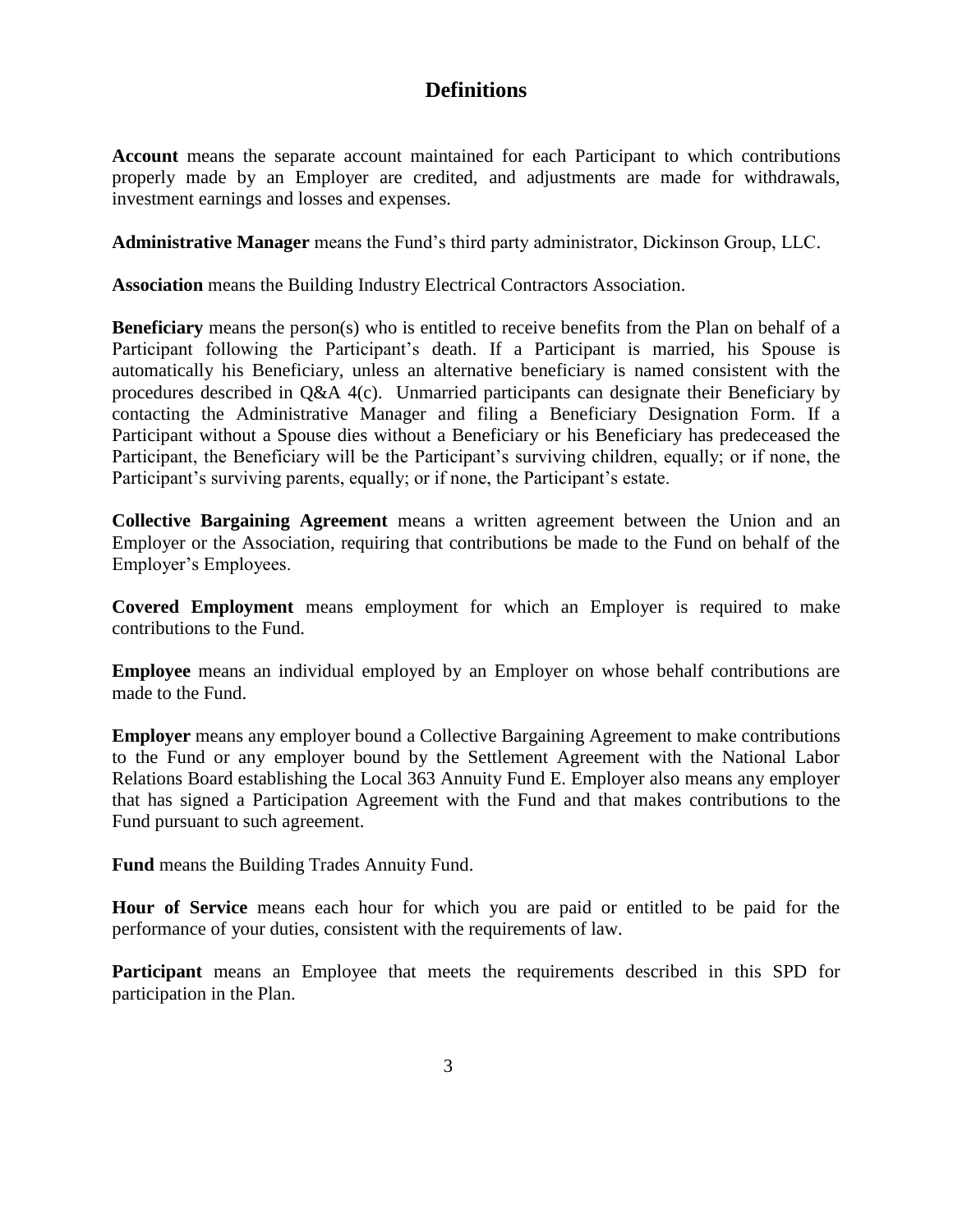## Definitions

**Account** means the separate account maintained for each Participant to which contributions properly made by an Employer are credited, and adjustments are made for withdrawals, investment earnings and losses and expenses.

**Administrative Manager** means the Fund's third party administrator, Dickinson Group, LLC.

**Association** means the Building Industry Electrical Contractors Association.

**Beneficiary** means the person(s) who is entitled to receive benefits from the Plan on behalf of a Participant following the Participant's death. If a Participant is married, his Spouse is automatically his Beneficiary, unless an alternative beneficiary is named consistent with the procedures described in Q&A 4(c). Unmarried participants can designate their Beneficiary by contacting the Administrative Manager and filing a Beneficiary Designation Form. If a Participant without a Spouse dies without a Beneficiary or his Beneficiary has predeceased the Participant, the Beneficiary will be the Participant's surviving children, equally; or if none, the Participant's surviving parents, equally; or if none, the Participant's estate.

**Collective Bargaining Agreement** means a written agreement between the Union and an Employer or the Association, requiring that contributions be made to the Fund on behalf of the Employer's Employees.

**Covered Employment** means employment for which an Employer is required to make contributions to the Fund.

**Employee** means an individual employed by an Employer on whose behalf contributions are made to the Fund.

**Employer** means any employer bound a Collective Bargaining Agreement to make contributions to the Fund or any employer bound by the Settlement Agreement with the National Labor Relations Board establishing the Local 363 Annuity Fund E. Employer also means any employer that has signed a Participation Agreement with the Fund and that makes contributions to the Fund pursuant to such agreement.

**Fund** means the Building Trades Annuity Fund.

**Hour of Service** means each hour for which you are paid or entitled to be paid for the performance of your duties, consistent with the requirements of law.

**Participant** means an Employee that meets the requirements described in this SPD for participation in the Plan.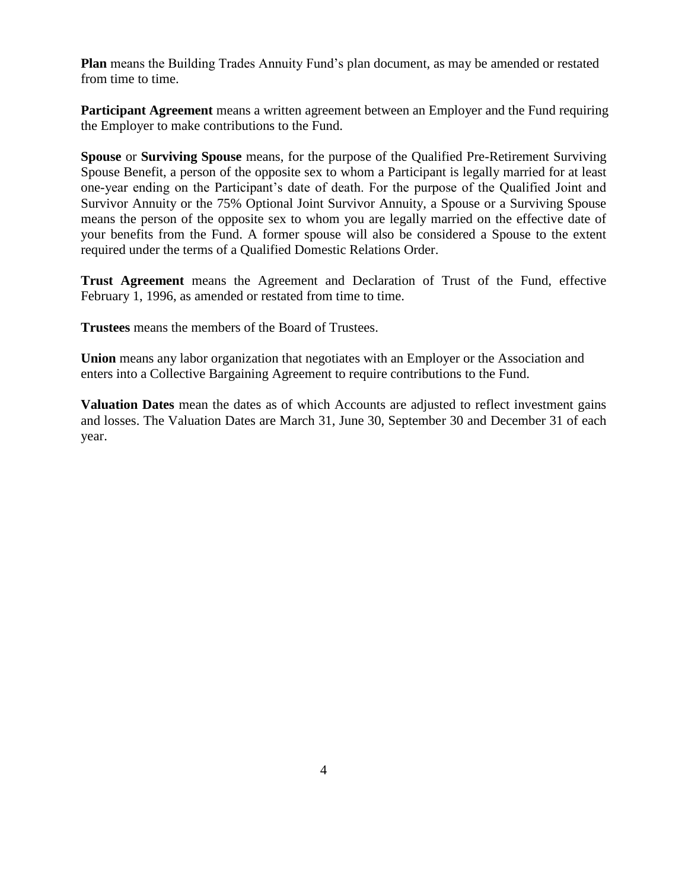**Plan** means the Building Trades Annuity Fund's plan document, as may be amended or restated from time to time.

**Participant Agreement** means a written agreement between an Employer and the Fund requiring the Employer to make contributions to the Fund.

**Spouse** or **Surviving Spouse** means, for the purpose of the Qualified Pre-Retirement Surviving Spouse Benefit, a person of the opposite sex to whom a Participant is legally married for at least one-year ending on the Participant's date of death. For the purpose of the Qualified Joint and Survivor Annuity or the 75% Optional Joint Survivor Annuity, a Spouse or a Surviving Spouse means the person of the opposite sex to whom you are legally married on the effective date of your benefits from the Fund. A former spouse will also be considered a Spouse to the extent required under the terms of a Qualified Domestic Relations Order.

**Trust Agreement** means the Agreement and Declaration of Trust of the Fund, effective February 1, 1996, as amended or restated from time to time.

**Trustees** means the members of the Board of Trustees.

**Union** means any labor organization that negotiates with an Employer or the Association and enters into a Collective Bargaining Agreement to require contributions to the Fund.

**Valuation Dates** mean the dates as of which Accounts are adjusted to reflect investment gains and losses. The Valuation Dates are March 31, June 30, September 30 and December 31 of each year.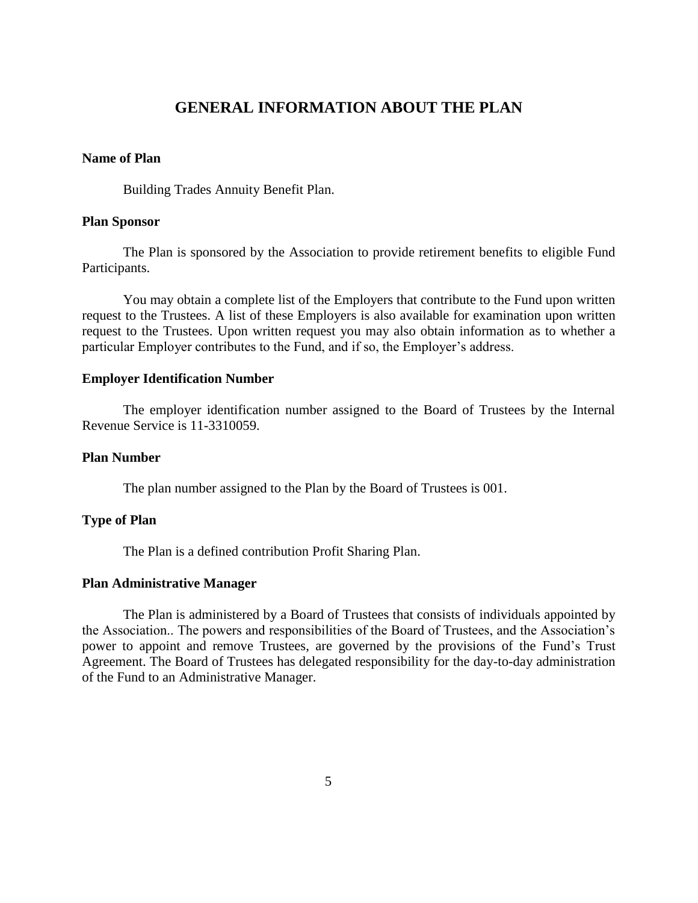# GENERAL INFORMATION ABOUT THE PLAN

**Name of Plan**

Building Trades Annuity Benefit Plan.

**Plan Sponsor**

The Plan is sponsored by the Association to provide retirement benefits to eligible Fund Participants.

You may obtain a complete list of the Employers that contribute to the Fund upon written request to the Trustees. A list of these Employers is also available for examination upon written request to the Trustees. Upon written request you may also obtain information as to whether a particular Employer contributes to the Fund, and if so, the Employer's address.

**Employer Identification Number**

The employer identification number assigned to the Board of Trustees by the Internal Revenue Service is 11-3310059.

**Plan Number**

The plan number assigned to the Plan by the Board of Trustees is 001.

**Type of Plan**

The Plan is a defined contribution Profit Sharing Plan.

**Plan Administrative Manager**

The Plan is administered by a Board of Trustees that consists of individuals appointed by the Association.. The powers and responsibilities of the Board of Trustees, and the Association's power to appoint and remove Trustees, are governed by the provisions of the Fund's Trust Agreement. The Board of Trustees has delegated responsibility for the day-to-day administration of the Fund to an Administrative Manager.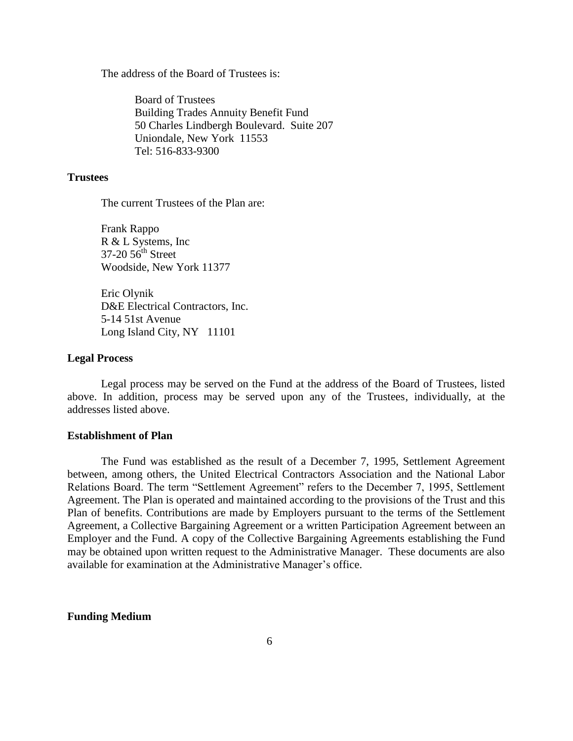The address of the Board of Trustees is:

Board of Trustees
Building Trades Annuity Benefit Fund
50 Charles Lindbergh Boulevard. Suite 207
Uniondale, New York 11553
Tel: 516-833-9300

**Trustees**

The current Trustees of the Plan are:

Frank Rappo
R & L Systems, Inc
37-20 56th Street
Woodside, New York 11377

Eric Olynik
D&E Electrical Contractors, Inc.
5-14 51st Avenue
Long Island City, NY 11101

**Legal Process**

Legal process may be served on the Fund at the address of the Board of Trustees, listed above. In addition, process may be served upon any of the Trustees, individually, at the addresses listed above.

**Establishment of Plan**

The Fund was established as the result of a December 7, 1995, Settlement Agreement between, among others, the United Electrical Contractors Association and the National Labor Relations Board. The term "Settlement Agreement" refers to the December 7, 1995, Settlement Agreement. The Plan is operated and maintained according to the provisions of the Trust and this Plan of benefits. Contributions are made by Employers pursuant to the terms of the Settlement Agreement, a Collective Bargaining Agreement or a written Participation Agreement between an Employer and the Fund. A copy of the Collective Bargaining Agreements establishing the Fund may be obtained upon written request to the Administrative Manager. These documents are also available for examination at the Administrative Manager's office.

**Funding Medium**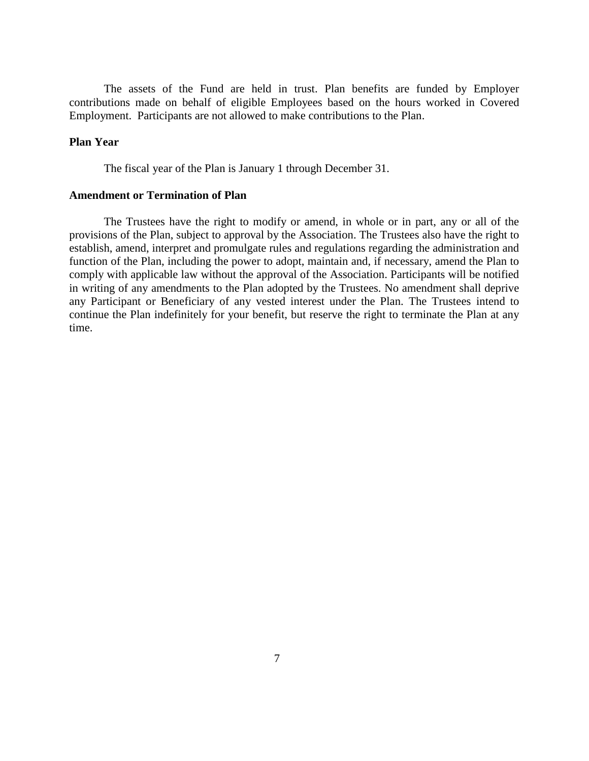The assets of the Fund are held in trust. Plan benefits are funded by Employer contributions made on behalf of eligible Employees based on the hours worked in Covered Employment. Participants are not allowed to make contributions to the Plan.

**Plan Year**

The fiscal year of the Plan is January 1 through December 31.

**Amendment or Termination of Plan**

The Trustees have the right to modify or amend, in whole or in part, any or all of the provisions of the Plan, subject to approval by the Association. The Trustees also have the right to establish, amend, interpret and promulgate rules and regulations regarding the administration and function of the Plan, including the power to adopt, maintain and, if necessary, amend the Plan to comply with applicable law without the approval of the Association. Participants will be notified in writing of any amendments to the Plan adopted by the Trustees. No amendment shall deprive any Participant or Beneficiary of any vested interest under the Plan. The Trustees intend to continue the Plan indefinitely for your benefit, but reserve the right to terminate the Plan at any time.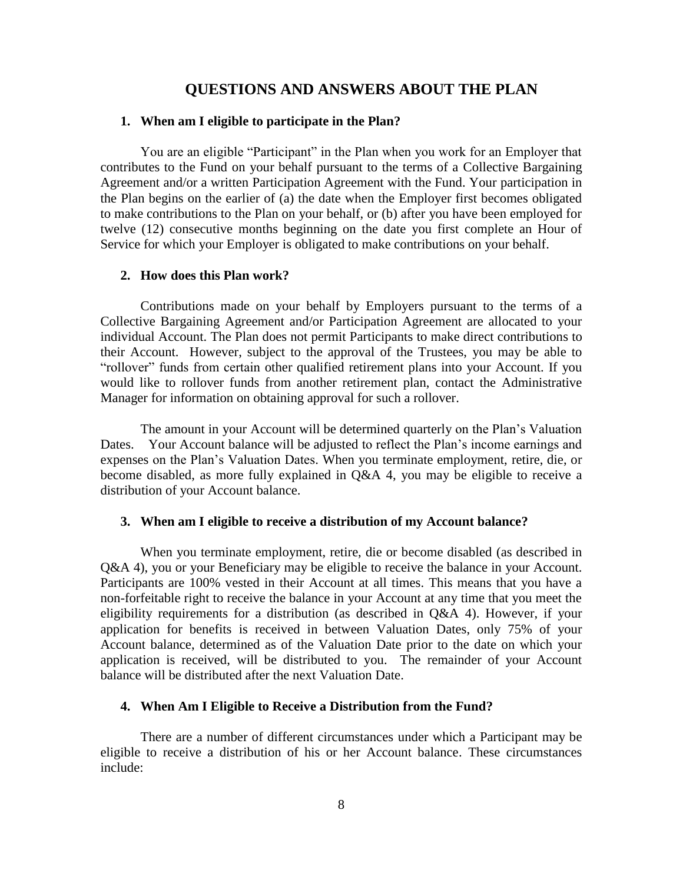## QUESTIONS AND ANSWERS ABOUT THE PLAN

### 1. When am I eligible to participate in the Plan?

You are an eligible "Participant" in the Plan when you work for an Employer that contributes to the Fund on your behalf pursuant to the terms of a Collective Bargaining Agreement and/or a written Participation Agreement with the Fund. Your participation in the Plan begins on the earlier of (a) the date when the Employer first becomes obligated to make contributions to the Plan on your behalf, or (b) after you have been employed for twelve (12) consecutive months beginning on the date you first complete an Hour of Service for which your Employer is obligated to make contributions on your behalf.

### 2. How does this Plan work?

Contributions made on your behalf by Employers pursuant to the terms of a Collective Bargaining Agreement and/or Participation Agreement are allocated to your individual Account. The Plan does not permit Participants to make direct contributions to their Account. However, subject to the approval of the Trustees, you may be able to "rollover" funds from certain other qualified retirement plans into your Account. If you would like to rollover funds from another retirement plan, contact the Administrative Manager for information on obtaining approval for such a rollover.

The amount in your Account will be determined quarterly on the Plan's Valuation Dates. Your Account balance will be adjusted to reflect the Plan's income earnings and expenses on the Plan's Valuation Dates. When you terminate employment, retire, die, or become disabled, as more fully explained in Q&A 4, you may be eligible to receive a distribution of your Account balance.

### 3. When am I eligible to receive a distribution of my Account balance?

When you terminate employment, retire, die or become disabled (as described in Q&A 4), you or your Beneficiary may be eligible to receive the balance in your Account. Participants are 100% vested in their Account at all times. This means that you have a non-forfeitable right to receive the balance in your Account at any time that you meet the eligibility requirements for a distribution (as described in Q&A 4). However, if your application for benefits is received in between Valuation Dates, only 75% of your Account balance, determined as of the Valuation Date prior to the date on which your application is received, will be distributed to you. The remainder of your Account balance will be distributed after the next Valuation Date.

### 4. When Am I Eligible to Receive a Distribution from the Fund?

There are a number of different circumstances under which a Participant may be eligible to receive a distribution of his or her Account balance. These circumstances include: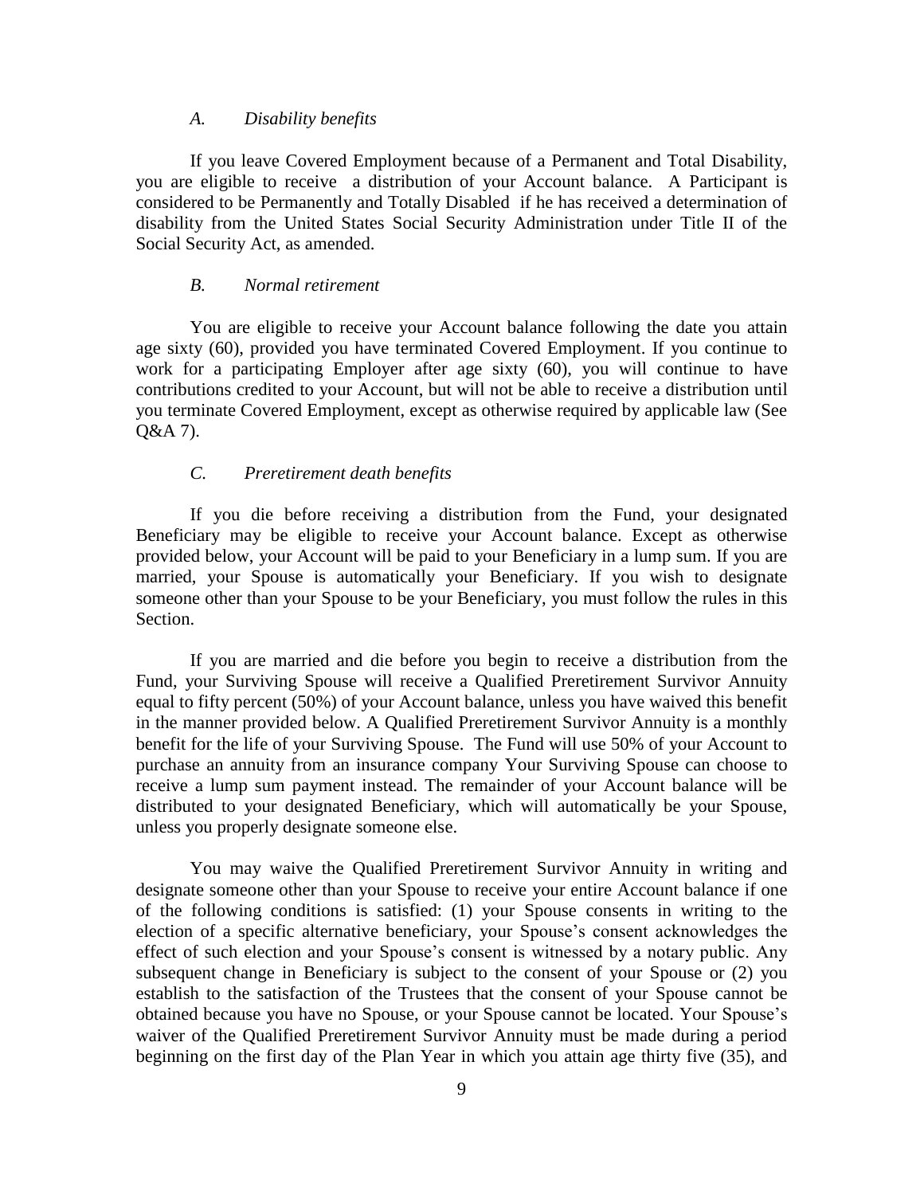### *A. Disability benefits*

If you leave Covered Employment because of a Permanent and Total Disability, you are eligible to receive a distribution of your Account balance. A Participant is considered to be Permanently and Totally Disabled if he has received a determination of disability from the United States Social Security Administration under Title II of the Social Security Act, as amended.

### *B. Normal retirement*

You are eligible to receive your Account balance following the date you attain age sixty (60), provided you have terminated Covered Employment. If you continue to work for a participating Employer after age sixty (60), you will continue to have contributions credited to your Account, but will not be able to receive a distribution until you terminate Covered Employment, except as otherwise required by applicable law (See Q&A 7).

### *C. Preretirement death benefits*

If you die before receiving a distribution from the Fund, your designated Beneficiary may be eligible to receive your Account balance. Except as otherwise provided below, your Account will be paid to your Beneficiary in a lump sum. If you are married, your Spouse is automatically your Beneficiary. If you wish to designate someone other than your Spouse to be your Beneficiary, you must follow the rules in this Section.

If you are married and die before you begin to receive a distribution from the Fund, your Surviving Spouse will receive a Qualified Preretirement Survivor Annuity equal to fifty percent (50%) of your Account balance, unless you have waived this benefit in the manner provided below. A Qualified Preretirement Survivor Annuity is a monthly benefit for the life of your Surviving Spouse. The Fund will use 50% of your Account to purchase an annuity from an insurance company Your Surviving Spouse can choose to receive a lump sum payment instead. The remainder of your Account balance will be distributed to your designated Beneficiary, which will automatically be your Spouse, unless you properly designate someone else.

You may waive the Qualified Preretirement Survivor Annuity in writing and designate someone other than your Spouse to receive your entire Account balance if one of the following conditions is satisfied: (1) your Spouse consents in writing to the election of a specific alternative beneficiary, your Spouse's consent acknowledges the effect of such election and your Spouse's consent is witnessed by a notary public. Any subsequent change in Beneficiary is subject to the consent of your Spouse or (2) you establish to the satisfaction of the Trustees that the consent of your Spouse cannot be obtained because you have no Spouse, or your Spouse cannot be located. Your Spouse's waiver of the Qualified Preretirement Survivor Annuity must be made during a period beginning on the first day of the Plan Year in which you attain age thirty five (35), and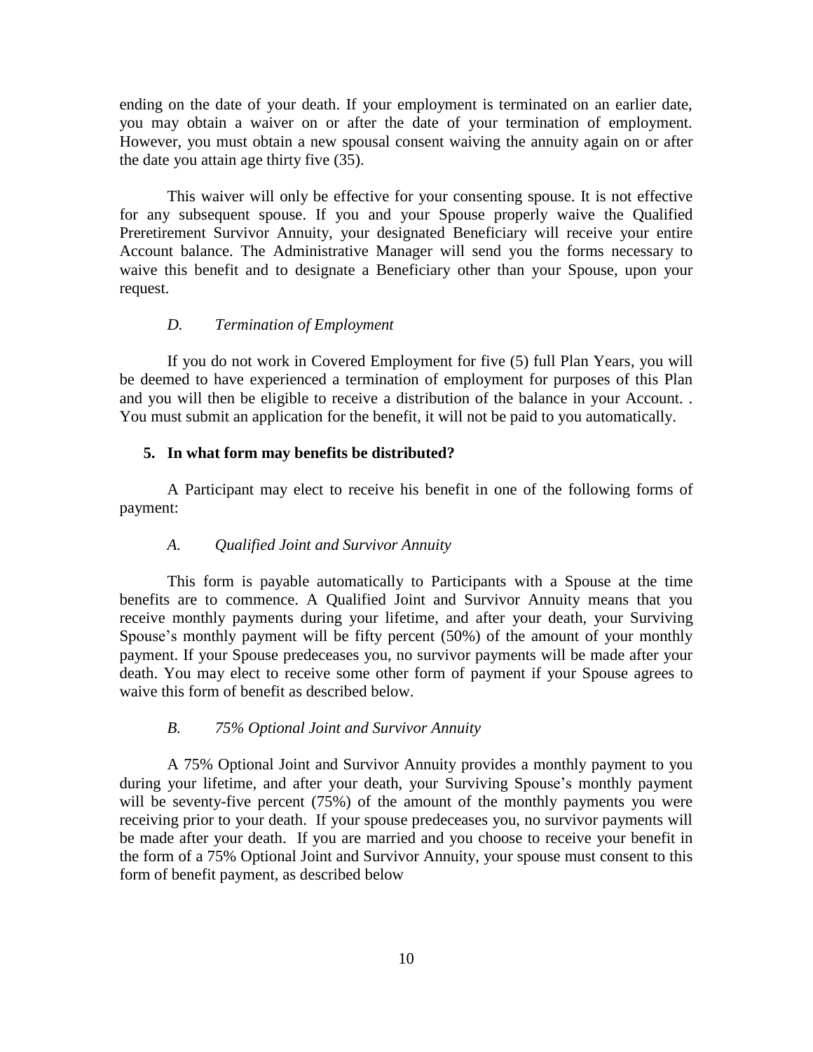ending on the date of your death. If your employment is terminated on an earlier date, you may obtain a waiver on or after the date of your termination of employment. However, you must obtain a new spousal consent waiving the annuity again on or after the date you attain age thirty five (35).

This waiver will only be effective for your consenting spouse. It is not effective for any subsequent spouse. If you and your Spouse properly waive the Qualified Preretirement Survivor Annuity, your designated Beneficiary will receive your entire Account balance. The Administrative Manager will send you the forms necessary to waive this benefit and to designate a Beneficiary other than your Spouse, upon your request.

*D. Termination of Employment*

If you do not work in Covered Employment for five (5) full Plan Years, you will be deemed to have experienced a termination of employment for purposes of this Plan and you will then be eligible to receive a distribution of the balance in your Account. . You must submit an application for the benefit, it will not be paid to you automatically.

## 5. In what form may benefits be distributed?

A Participant may elect to receive his benefit in one of the following forms of payment:

*A. Qualified Joint and Survivor Annuity*

This form is payable automatically to Participants with a Spouse at the time benefits are to commence. A Qualified Joint and Survivor Annuity means that you receive monthly payments during your lifetime, and after your death, your Surviving Spouse's monthly payment will be fifty percent (50%) of the amount of your monthly payment. If your Spouse predeceases you, no survivor payments will be made after your death. You may elect to receive some other form of payment if your Spouse agrees to waive this form of benefit as described below.

*B. 75% Optional Joint and Survivor Annuity*

A 75% Optional Joint and Survivor Annuity provides a monthly payment to you during your lifetime, and after your death, your Surviving Spouse's monthly payment will be seventy-five percent (75%) of the amount of the monthly payments you were receiving prior to your death. If your spouse predeceases you, no survivor payments will be made after your death. If you are married and you choose to receive your benefit in the form of a 75% Optional Joint and Survivor Annuity, your spouse must consent to this form of benefit payment, as described below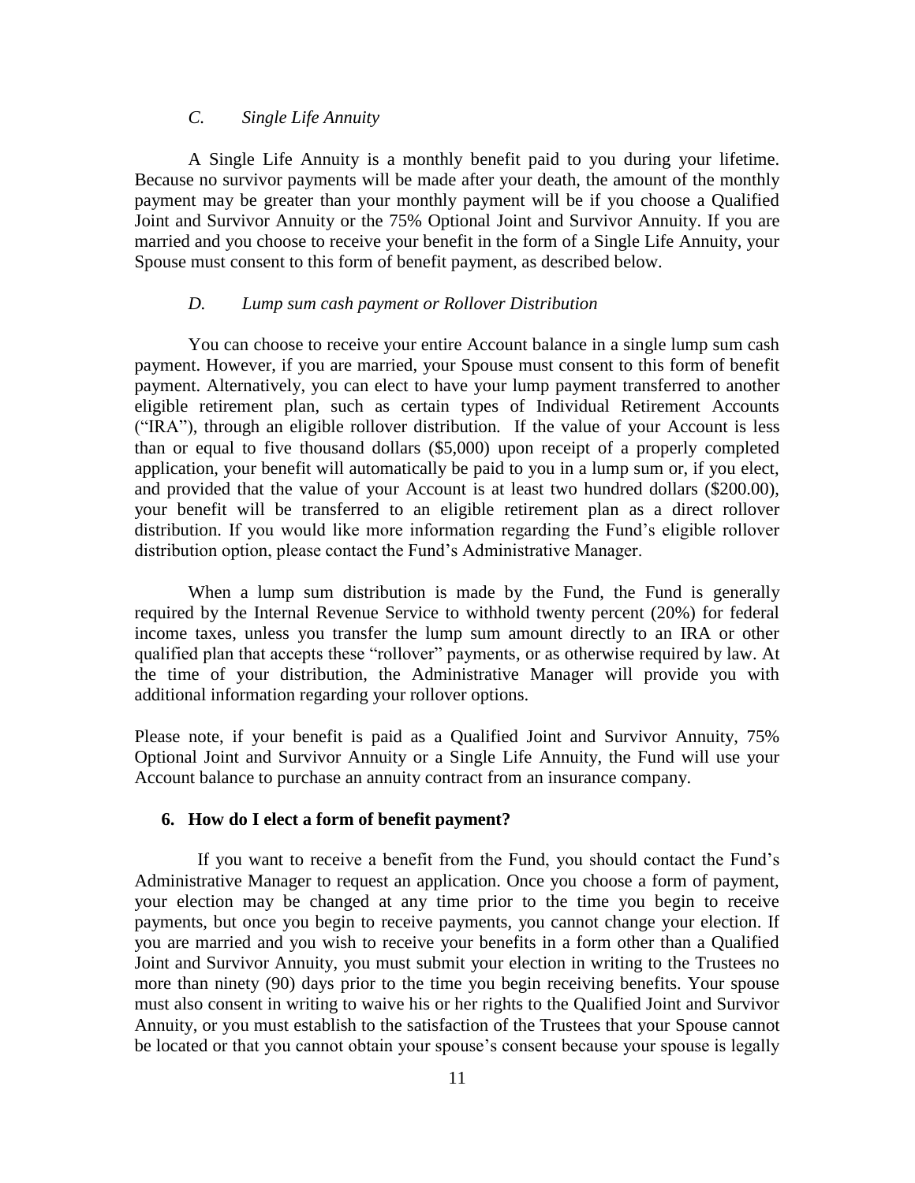### *C. Single Life Annuity*

A Single Life Annuity is a monthly benefit paid to you during your lifetime. Because no survivor payments will be made after your death, the amount of the monthly payment may be greater than your monthly payment will be if you choose a Qualified Joint and Survivor Annuity or the 75% Optional Joint and Survivor Annuity. If you are married and you choose to receive your benefit in the form of a Single Life Annuity, your Spouse must consent to this form of benefit payment, as described below.

### *D. Lump sum cash payment or Rollover Distribution*

You can choose to receive your entire Account balance in a single lump sum cash payment. However, if you are married, your Spouse must consent to this form of benefit payment. Alternatively, you can elect to have your lump payment transferred to another eligible retirement plan, such as certain types of Individual Retirement Accounts ("IRA"), through an eligible rollover distribution. If the value of your Account is less than or equal to five thousand dollars ($5,000) upon receipt of a properly completed application, your benefit will automatically be paid to you in a lump sum or, if you elect, and provided that the value of your Account is at least two hundred dollars ($200.00), your benefit will be transferred to an eligible retirement plan as a direct rollover distribution. If you would like more information regarding the Fund's eligible rollover distribution option, please contact the Fund's Administrative Manager.

When a lump sum distribution is made by the Fund, the Fund is generally required by the Internal Revenue Service to withhold twenty percent (20%) for federal income taxes, unless you transfer the lump sum amount directly to an IRA or other qualified plan that accepts these "rollover" payments, or as otherwise required by law. At the time of your distribution, the Administrative Manager will provide you with additional information regarding your rollover options.

Please note, if your benefit is paid as a Qualified Joint and Survivor Annuity, 75% Optional Joint and Survivor Annuity or a Single Life Annuity, the Fund will use your Account balance to purchase an annuity contract from an insurance company.

### 6. How do I elect a form of benefit payment?

If you want to receive a benefit from the Fund, you should contact the Fund's Administrative Manager to request an application. Once you choose a form of payment, your election may be changed at any time prior to the time you begin to receive payments, but once you begin to receive payments, you cannot change your election. If you are married and you wish to receive your benefits in a form other than a Qualified Joint and Survivor Annuity, you must submit your election in writing to the Trustees no more than ninety (90) days prior to the time you begin receiving benefits. Your spouse must also consent in writing to waive his or her rights to the Qualified Joint and Survivor Annuity, or you must establish to the satisfaction of the Trustees that your Spouse cannot be located or that you cannot obtain your spouse's consent because your spouse is legally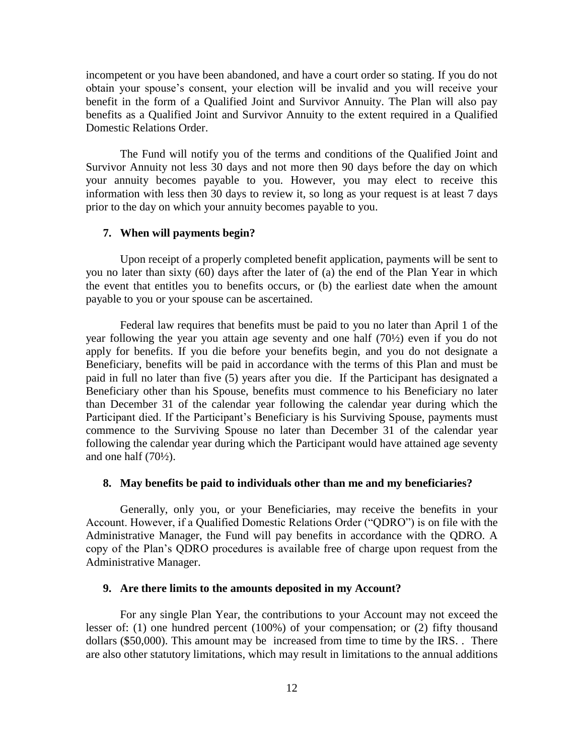incompetent or you have been abandoned, and have a court order so stating. If you do not obtain your spouse's consent, your election will be invalid and you will receive your benefit in the form of a Qualified Joint and Survivor Annuity. The Plan will also pay benefits as a Qualified Joint and Survivor Annuity to the extent required in a Qualified Domestic Relations Order.

The Fund will notify you of the terms and conditions of the Qualified Joint and Survivor Annuity not less 30 days and not more then 90 days before the day on which your annuity becomes payable to you. However, you may elect to receive this information with less then 30 days to review it, so long as your request is at least 7 days prior to the day on which your annuity becomes payable to you.

### 7. When will payments begin?

Upon receipt of a properly completed benefit application, payments will be sent to you no later than sixty (60) days after the later of (a) the end of the Plan Year in which the event that entitles you to benefits occurs, or (b) the earliest date when the amount payable to you or your spouse can be ascertained.

Federal law requires that benefits must be paid to you no later than April 1 of the year following the year you attain age seventy and one half (70½) even if you do not apply for benefits. If you die before your benefits begin, and you do not designate a Beneficiary, benefits will be paid in accordance with the terms of this Plan and must be paid in full no later than five (5) years after you die. If the Participant has designated a Beneficiary other than his Spouse, benefits must commence to his Beneficiary no later than December 31 of the calendar year following the calendar year during which the Participant died. If the Participant's Beneficiary is his Surviving Spouse, payments must commence to the Surviving Spouse no later than December 31 of the calendar year following the calendar year during which the Participant would have attained age seventy and one half (70½).

### 8. May benefits be paid to individuals other than me and my beneficiaries?

Generally, only you, or your Beneficiaries, may receive the benefits in your Account. However, if a Qualified Domestic Relations Order ("QDRO") is on file with the Administrative Manager, the Fund will pay benefits in accordance with the QDRO. A copy of the Plan's QDRO procedures is available free of charge upon request from the Administrative Manager.

### 9. Are there limits to the amounts deposited in my Account?

For any single Plan Year, the contributions to your Account may not exceed the lesser of: (1) one hundred percent (100%) of your compensation; or (2) fifty thousand dollars ($50,000). This amount may be increased from time to time by the IRS. . There are also other statutory limitations, which may result in limitations to the annual additions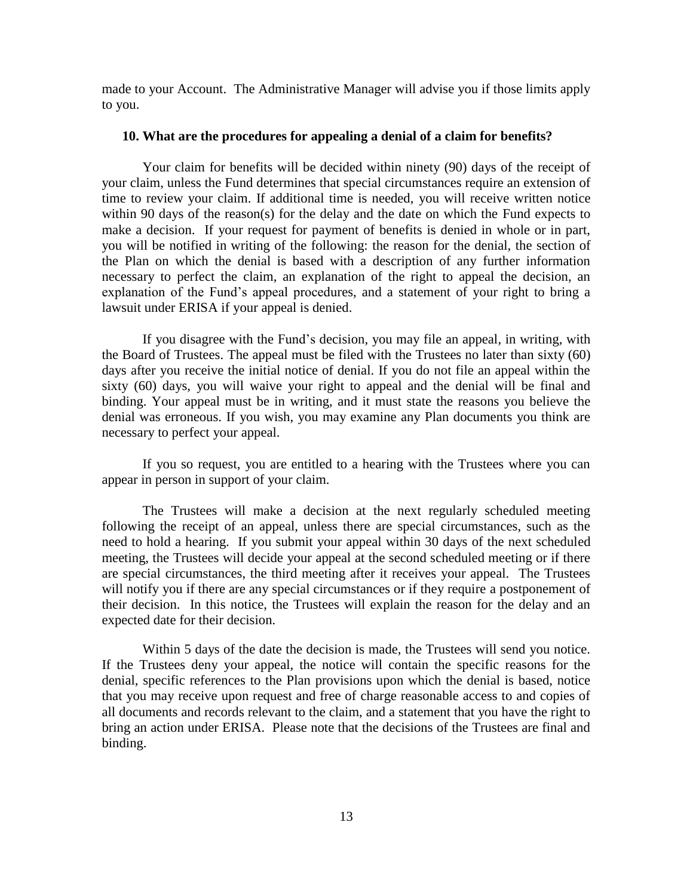made to your Account. The Administrative Manager will advise you if those limits apply to you.

### 10. What are the procedures for appealing a denial of a claim for benefits?

Your claim for benefits will be decided within ninety (90) days of the receipt of your claim, unless the Fund determines that special circumstances require an extension of time to review your claim. If additional time is needed, you will receive written notice within 90 days of the reason(s) for the delay and the date on which the Fund expects to make a decision. If your request for payment of benefits is denied in whole or in part, you will be notified in writing of the following: the reason for the denial, the section of the Plan on which the denial is based with a description of any further information necessary to perfect the claim, an explanation of the right to appeal the decision, an explanation of the Fund's appeal procedures, and a statement of your right to bring a lawsuit under ERISA if your appeal is denied.

If you disagree with the Fund's decision, you may file an appeal, in writing, with the Board of Trustees. The appeal must be filed with the Trustees no later than sixty (60) days after you receive the initial notice of denial. If you do not file an appeal within the sixty (60) days, you will waive your right to appeal and the denial will be final and binding. Your appeal must be in writing, and it must state the reasons you believe the denial was erroneous. If you wish, you may examine any Plan documents you think are necessary to perfect your appeal.

If you so request, you are entitled to a hearing with the Trustees where you can appear in person in support of your claim.

The Trustees will make a decision at the next regularly scheduled meeting following the receipt of an appeal, unless there are special circumstances, such as the need to hold a hearing. If you submit your appeal within 30 days of the next scheduled meeting, the Trustees will decide your appeal at the second scheduled meeting or if there are special circumstances, the third meeting after it receives your appeal. The Trustees will notify you if there are any special circumstances or if they require a postponement of their decision. In this notice, the Trustees will explain the reason for the delay and an expected date for their decision.

Within 5 days of the date the decision is made, the Trustees will send you notice. If the Trustees deny your appeal, the notice will contain the specific reasons for the denial, specific references to the Plan provisions upon which the denial is based, notice that you may receive upon request and free of charge reasonable access to and copies of all documents and records relevant to the claim, and a statement that you have the right to bring an action under ERISA. Please note that the decisions of the Trustees are final and binding.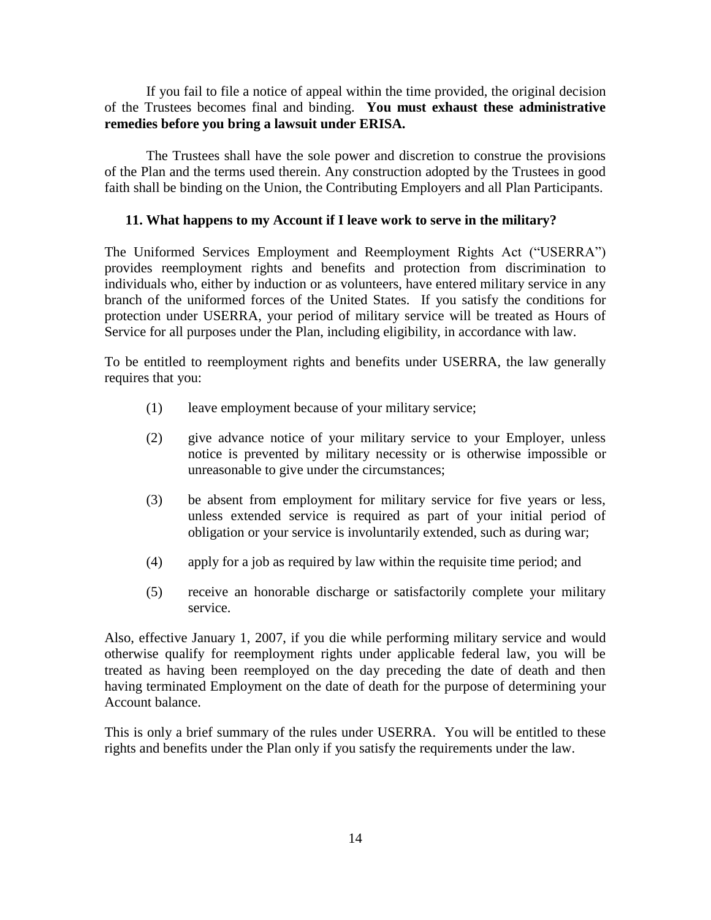If you fail to file a notice of appeal within the time provided, the original decision of the Trustees becomes final and binding. **You must exhaust these administrative remedies before you bring a lawsuit under ERISA.**

The Trustees shall have the sole power and discretion to construe the provisions of the Plan and the terms used therein. Any construction adopted by the Trustees in good faith shall be binding on the Union, the Contributing Employers and all Plan Participants.

### 11. What happens to my Account if I leave work to serve in the military?

The Uniformed Services Employment and Reemployment Rights Act ("USERRA") provides reemployment rights and benefits and protection from discrimination to individuals who, either by induction or as volunteers, have entered military service in any branch of the uniformed forces of the United States. If you satisfy the conditions for protection under USERRA, your period of military service will be treated as Hours of Service for all purposes under the Plan, including eligibility, in accordance with law.

To be entitled to reemployment rights and benefits under USERRA, the law generally requires that you:

(1) leave employment because of your military service;

(2) give advance notice of your military service to your Employer, unless notice is prevented by military necessity or is otherwise impossible or unreasonable to give under the circumstances;

(3) be absent from employment for military service for five years or less, unless extended service is required as part of your initial period of obligation or your service is involuntarily extended, such as during war;

(4) apply for a job as required by law within the requisite time period; and

(5) receive an honorable discharge or satisfactorily complete your military service.

Also, effective January 1, 2007, if you die while performing military service and would otherwise qualify for reemployment rights under applicable federal law, you will be treated as having been reemployed on the day preceding the date of death and then having terminated Employment on the date of death for the purpose of determining your Account balance.

This is only a brief summary of the rules under USERRA. You will be entitled to these rights and benefits under the Plan only if you satisfy the requirements under the law.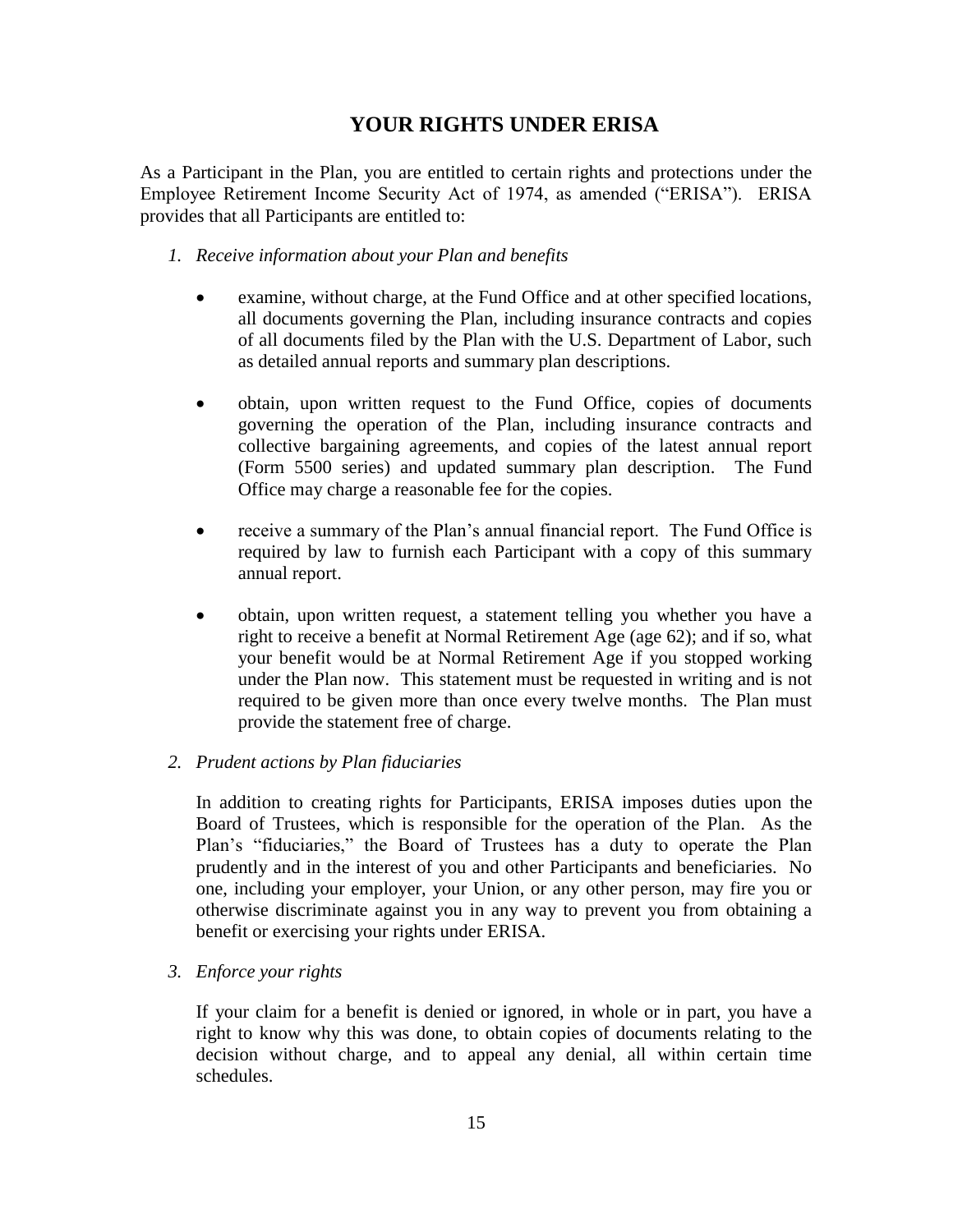## YOUR RIGHTS UNDER ERISA

As a Participant in the Plan, you are entitled to certain rights and protections under the Employee Retirement Income Security Act of 1974, as amended ("ERISA"). ERISA provides that all Participants are entitled to:

1. *Receive information about your Plan and benefits*

   - examine, without charge, at the Fund Office and at other specified locations, all documents governing the Plan, including insurance contracts and copies of all documents filed by the Plan with the U.S. Department of Labor, such as detailed annual reports and summary plan descriptions.

   - obtain, upon written request to the Fund Office, copies of documents governing the operation of the Plan, including insurance contracts and collective bargaining agreements, and copies of the latest annual report (Form 5500 series) and updated summary plan description. The Fund Office may charge a reasonable fee for the copies.

   - receive a summary of the Plan's annual financial report. The Fund Office is required by law to furnish each Participant with a copy of this summary annual report.

   - obtain, upon written request, a statement telling you whether you have a right to receive a benefit at Normal Retirement Age (age 62); and if so, what your benefit would be at Normal Retirement Age if you stopped working under the Plan now. This statement must be requested in writing and is not required to be given more than once every twelve months. The Plan must provide the statement free of charge.

2. *Prudent actions by Plan fiduciaries*

   In addition to creating rights for Participants, ERISA imposes duties upon the Board of Trustees, which is responsible for the operation of the Plan. As the Plan's "fiduciaries," the Board of Trustees has a duty to operate the Plan prudently and in the interest of you and other Participants and beneficiaries. No one, including your employer, your Union, or any other person, may fire you or otherwise discriminate against you in any way to prevent you from obtaining a benefit or exercising your rights under ERISA.

3. *Enforce your rights*

   If your claim for a benefit is denied or ignored, in whole or in part, you have a right to know why this was done, to obtain copies of documents relating to the decision without charge, and to appeal any denial, all within certain time schedules.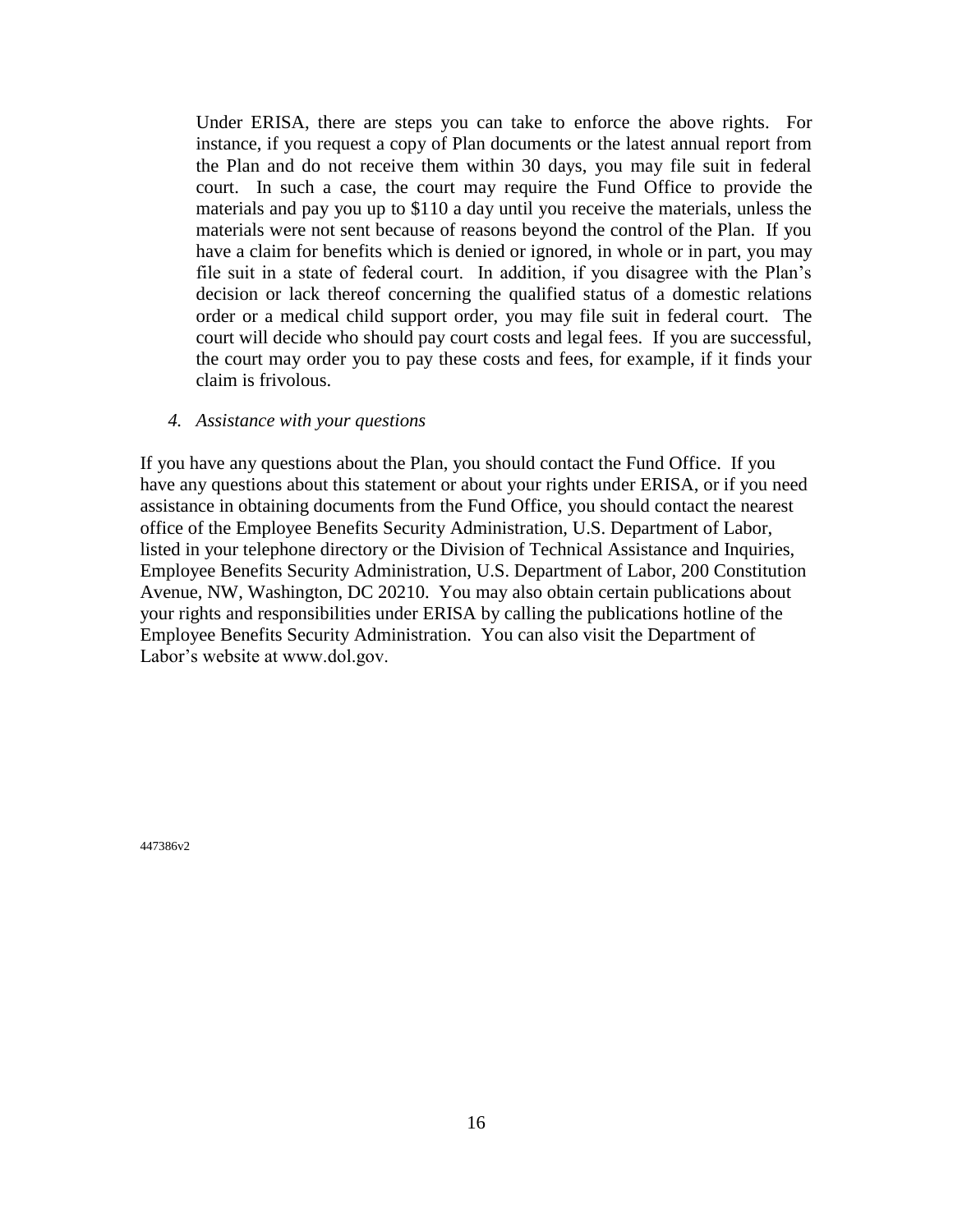Under ERISA, there are steps you can take to enforce the above rights. For instance, if you request a copy of Plan documents or the latest annual report from the Plan and do not receive them within 30 days, you may file suit in federal court. In such a case, the court may require the Fund Office to provide the materials and pay you up to $110 a day until you receive the materials, unless the materials were not sent because of reasons beyond the control of the Plan. If you have a claim for benefits which is denied or ignored, in whole or in part, you may file suit in a state of federal court. In addition, if you disagree with the Plan's decision or lack thereof concerning the qualified status of a domestic relations order or a medical child support order, you may file suit in federal court. The court will decide who should pay court costs and legal fees. If you are successful, the court may order you to pay these costs and fees, for example, if it finds your claim is frivolous.

4. *Assistance with your questions*

If you have any questions about the Plan, you should contact the Fund Office. If you have any questions about this statement or about your rights under ERISA, or if you need assistance in obtaining documents from the Fund Office, you should contact the nearest office of the Employee Benefits Security Administration, U.S. Department of Labor, listed in your telephone directory or the Division of Technical Assistance and Inquiries, Employee Benefits Security Administration, U.S. Department of Labor, 200 Constitution Avenue, NW, Washington, DC 20210. You may also obtain certain publications about your rights and responsibilities under ERISA by calling the publications hotline of the Employee Benefits Security Administration. You can also visit the Department of Labor's website at www.dol.gov.

447386v2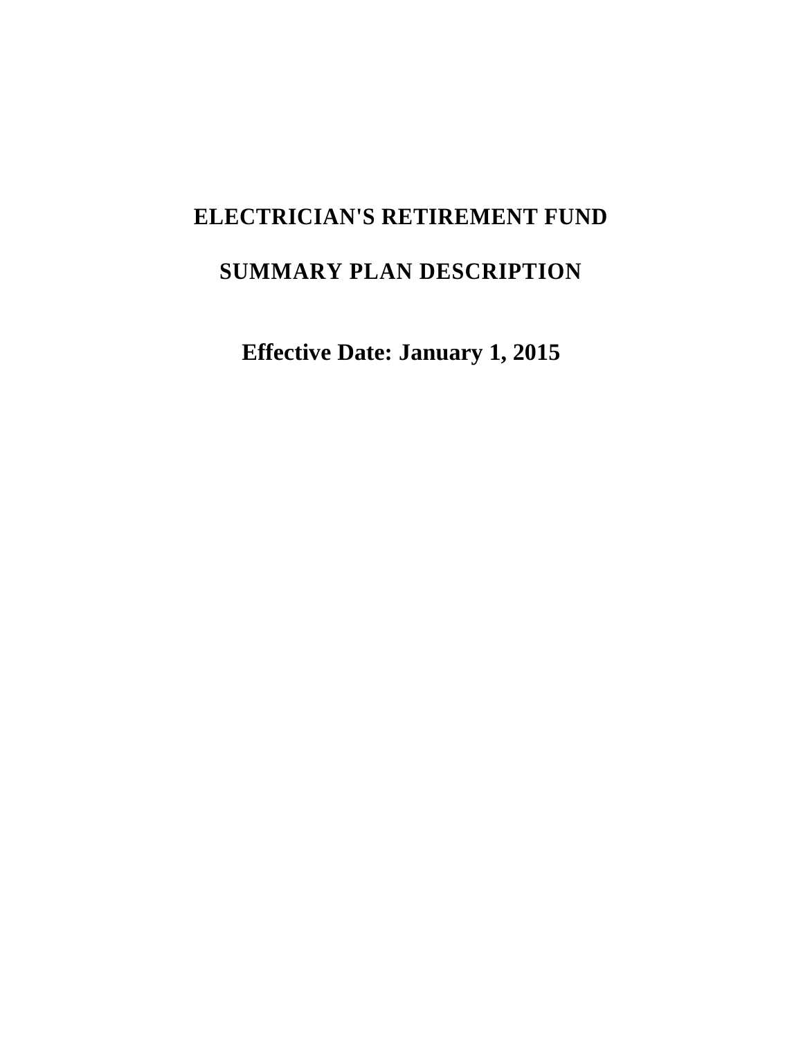# ELECTRICIAN'S RETIREMENT FUND

# SUMMARY PLAN DESCRIPTION

## Effective Date: January 1, 2015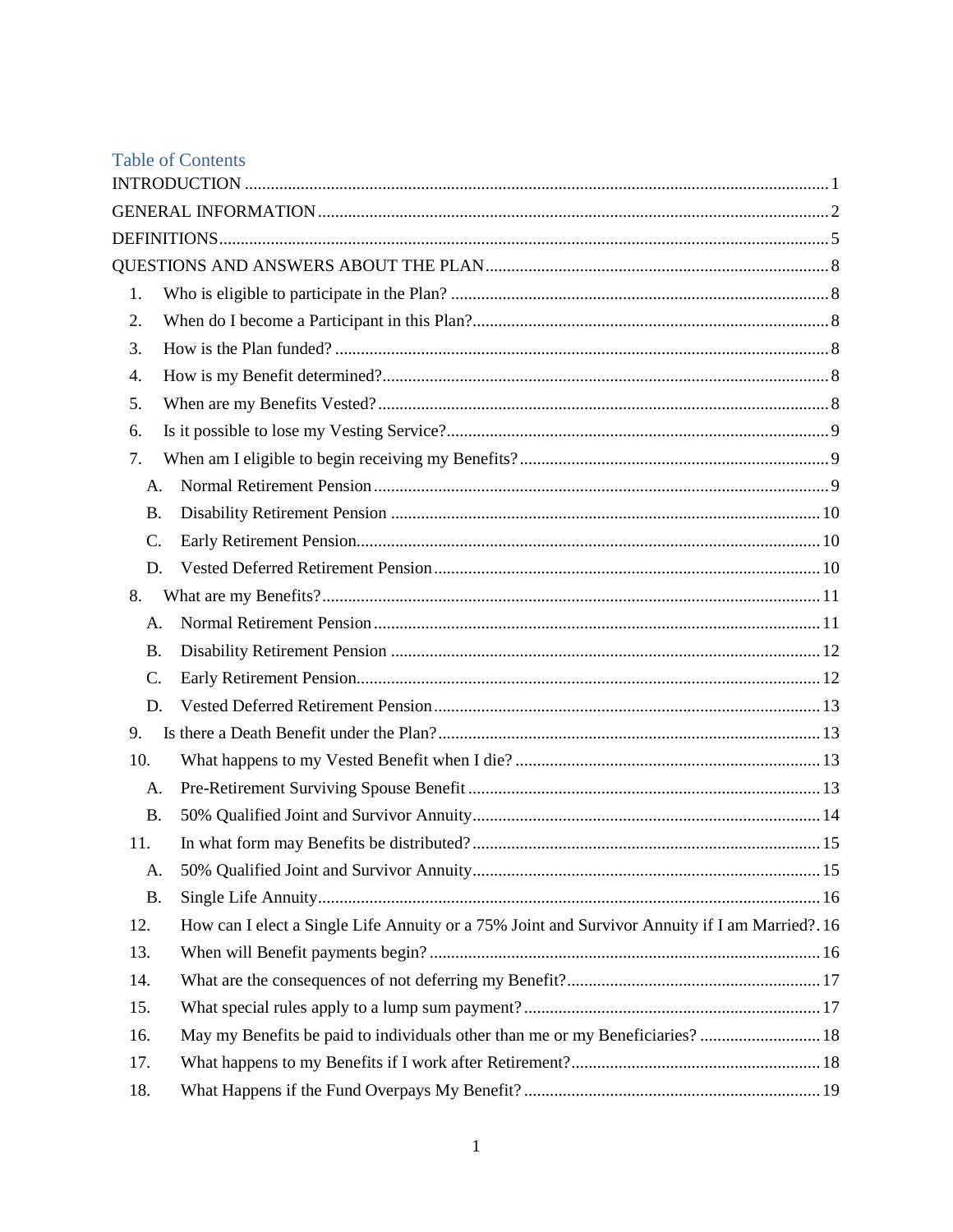## Table of Contents

INTRODUCTION ..... 1

GENERAL INFORMATION ..... 2

DEFINITIONS ..... 5

QUESTIONS AND ANSWERS ABOUT THE PLAN ..... 8

1. Who is eligible to participate in the Plan? ..... 8
2. When do I become a Participant in this Plan? ..... 8
3. How is the Plan funded? ..... 8
4. How is my Benefit determined? ..... 8
5. When are my Benefits Vested? ..... 8
6. Is it possible to lose my Vesting Service? ..... 9
7. When am I eligible to begin receiving my Benefits? ..... 9
   - A. Normal Retirement Pension ..... 9
   - B. Disability Retirement Pension ..... 10
   - C. Early Retirement Pension ..... 10
   - D. Vested Deferred Retirement Pension ..... 10
8. What are my Benefits? ..... 11
   - A. Normal Retirement Pension ..... 11
   - B. Disability Retirement Pension ..... 12
   - C. Early Retirement Pension ..... 12
   - D. Vested Deferred Retirement Pension ..... 13
9. Is there a Death Benefit under the Plan? ..... 13
10. What happens to my Vested Benefit when I die? ..... 13
    - A. Pre-Retirement Surviving Spouse Benefit ..... 13
    - B. 50% Qualified Joint and Survivor Annuity ..... 14
11. In what form may Benefits be distributed? ..... 15
    - A. 50% Qualified Joint and Survivor Annuity ..... 15
    - B. Single Life Annuity ..... 16
12. How can I elect a Single Life Annuity or a 75% Joint and Survivor Annuity if I am Married? . 16
13. When will Benefit payments begin? ..... 16
14. What are the consequences of not deferring my Benefit? ..... 17
15. What special rules apply to a lump sum payment? ..... 17
16. May my Benefits be paid to individuals other than me or my Beneficiaries? ..... 18
17. What happens to my Benefits if I work after Retirement? ..... 18
18. What Happens if the Fund Overpays My Benefit? ..... 19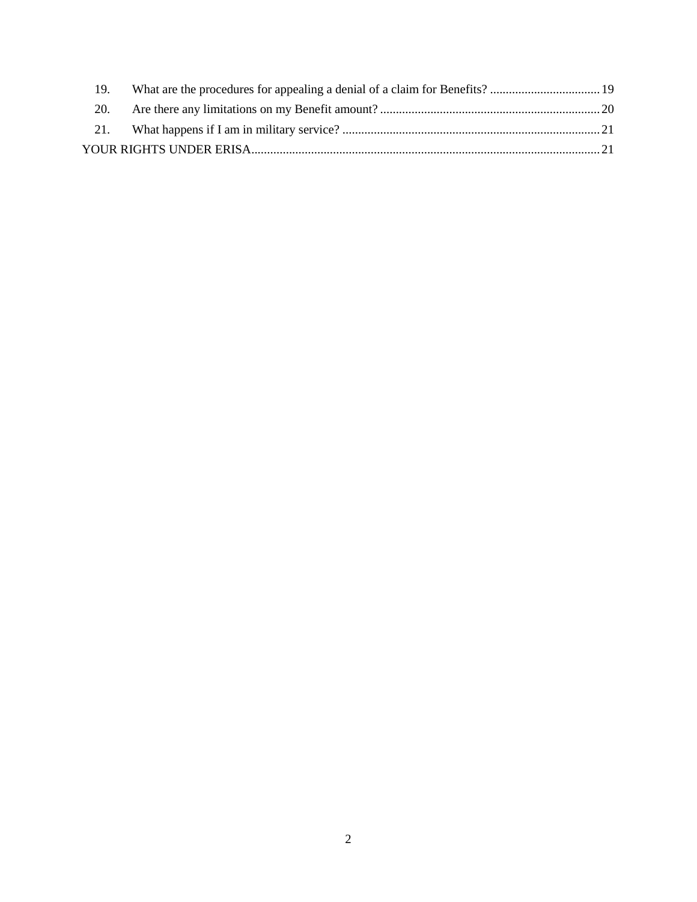19. What are the procedures for appealing a denial of a claim for Benefits? ........ 19
20. Are there any limitations on my Benefit amount? ........ 20
21. What happens if I am in military service? ........ 21

YOUR RIGHTS UNDER ERISA ........ 21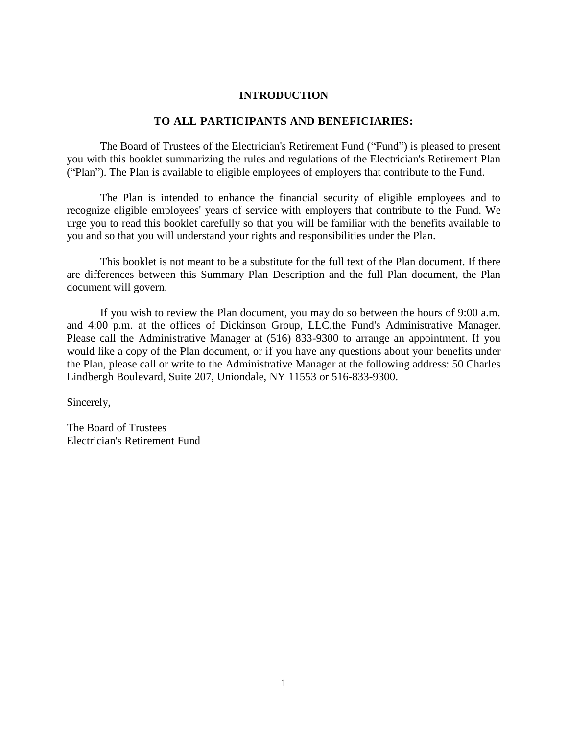# INTRODUCTION

## TO ALL PARTICIPANTS AND BENEFICIARIES:

The Board of Trustees of the Electrician's Retirement Fund ("Fund") is pleased to present you with this booklet summarizing the rules and regulations of the Electrician's Retirement Plan ("Plan"). The Plan is available to eligible employees of employers that contribute to the Fund.

The Plan is intended to enhance the financial security of eligible employees and to recognize eligible employees' years of service with employers that contribute to the Fund. We urge you to read this booklet carefully so that you will be familiar with the benefits available to you and so that you will understand your rights and responsibilities under the Plan.

This booklet is not meant to be a substitute for the full text of the Plan document. If there are differences between this Summary Plan Description and the full Plan document, the Plan document will govern.

If you wish to review the Plan document, you may do so between the hours of 9:00 a.m. and 4:00 p.m. at the offices of Dickinson Group, LLC,the Fund's Administrative Manager. Please call the Administrative Manager at (516) 833-9300 to arrange an appointment. If you would like a copy of the Plan document, or if you have any questions about your benefits under the Plan, please call or write to the Administrative Manager at the following address: 50 Charles Lindbergh Boulevard, Suite 207, Uniondale, NY 11553 or 516-833-9300.

Sincerely,

The Board of Trustees
Electrician's Retirement Fund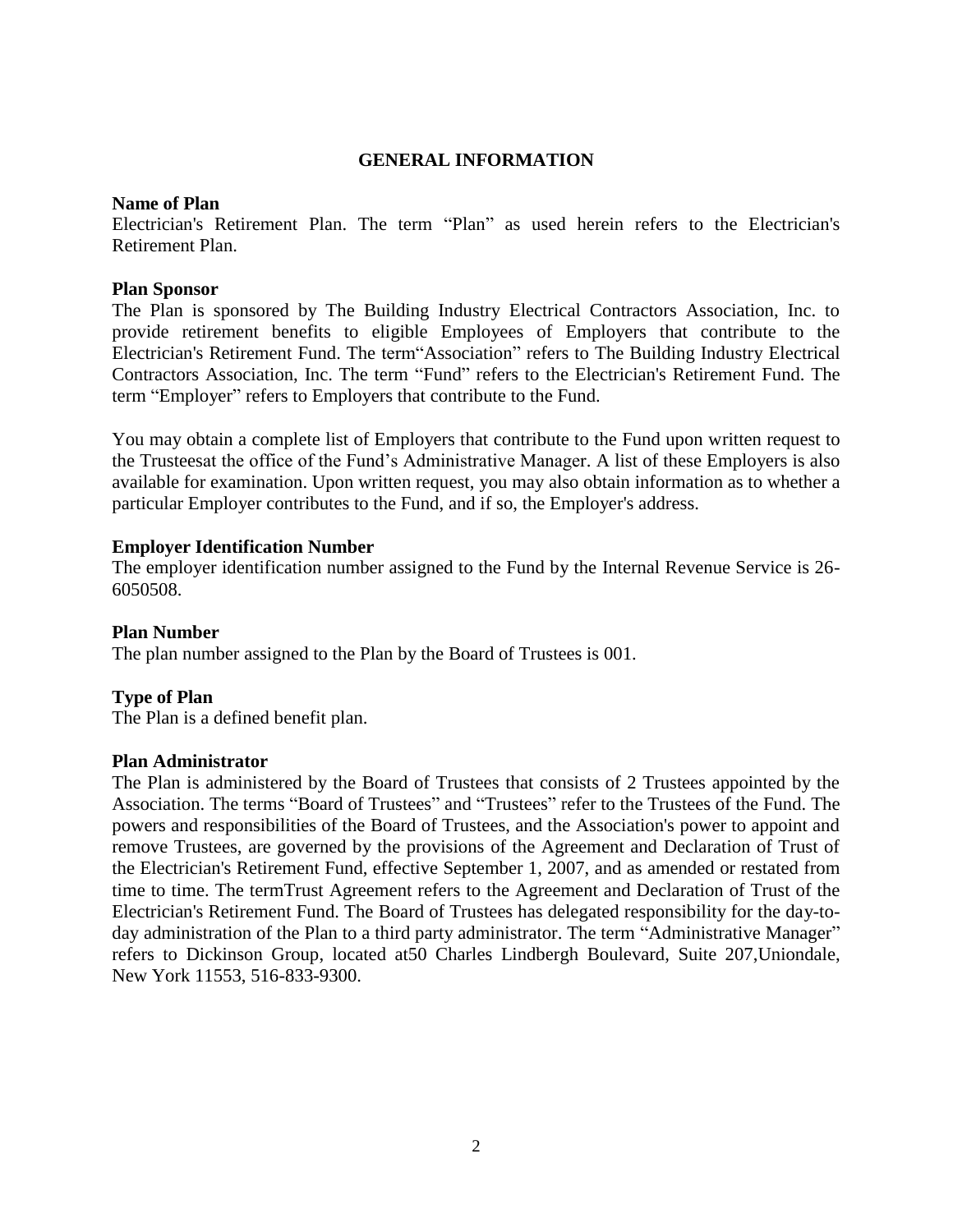# GENERAL INFORMATION

**Name of Plan**
Electrician's Retirement Plan. The term "Plan" as used herein refers to the Electrician's Retirement Plan.

**Plan Sponsor**
The Plan is sponsored by The Building Industry Electrical Contractors Association, Inc. to provide retirement benefits to eligible Employees of Employers that contribute to the Electrician's Retirement Fund. The term"Association" refers to The Building Industry Electrical Contractors Association, Inc. The term "Fund" refers to the Electrician's Retirement Fund. The term "Employer" refers to Employers that contribute to the Fund.

You may obtain a complete list of Employers that contribute to the Fund upon written request to the Trusteesat the office of the Fund's Administrative Manager. A list of these Employers is also available for examination. Upon written request, you may also obtain information as to whether a particular Employer contributes to the Fund, and if so, the Employer's address.

**Employer Identification Number**
The employer identification number assigned to the Fund by the Internal Revenue Service is 26-6050508.

**Plan Number**
The plan number assigned to the Plan by the Board of Trustees is 001.

**Type of Plan**
The Plan is a defined benefit plan.

**Plan Administrator**
The Plan is administered by the Board of Trustees that consists of 2 Trustees appointed by the Association. The terms "Board of Trustees" and "Trustees" refer to the Trustees of the Fund. The powers and responsibilities of the Board of Trustees, and the Association's power to appoint and remove Trustees, are governed by the provisions of the Agreement and Declaration of Trust of the Electrician's Retirement Fund, effective September 1, 2007, and as amended or restated from time to time. The termTrust Agreement refers to the Agreement and Declaration of Trust of the Electrician's Retirement Fund. The Board of Trustees has delegated responsibility for the day-to-day administration of the Plan to a third party administrator. The term "Administrative Manager" refers to Dickinson Group, located at50 Charles Lindbergh Boulevard, Suite 207,Uniondale, New York 11553, 516-833-9300.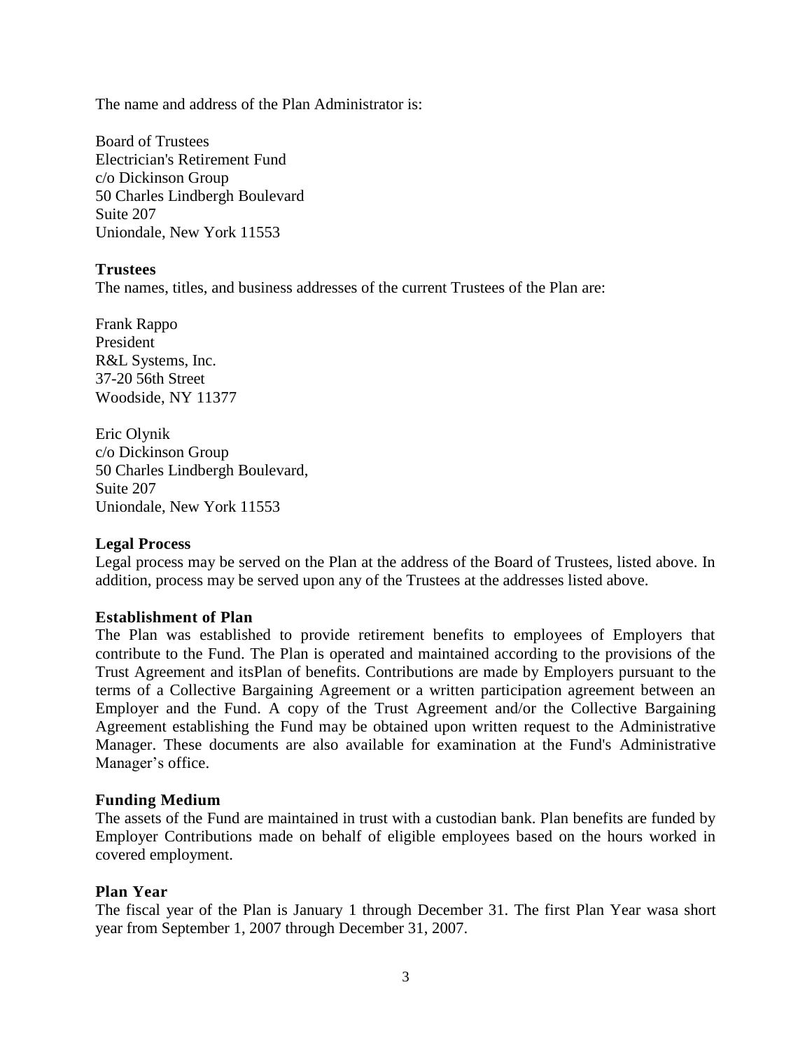The name and address of the Plan Administrator is:

Board of Trustees
Electrician's Retirement Fund
c/o Dickinson Group
50 Charles Lindbergh Boulevard
Suite 207
Uniondale, New York 11553

### Trustees

The names, titles, and business addresses of the current Trustees of the Plan are:

Frank Rappo
President
R&L Systems, Inc.
37-20 56th Street
Woodside, NY 11377

Eric Olynik
c/o Dickinson Group
50 Charles Lindbergh Boulevard,
Suite 207
Uniondale, New York 11553

### Legal Process

Legal process may be served on the Plan at the address of the Board of Trustees, listed above. In addition, process may be served upon any of the Trustees at the addresses listed above.

### Establishment of Plan

The Plan was established to provide retirement benefits to employees of Employers that contribute to the Fund. The Plan is operated and maintained according to the provisions of the Trust Agreement and itsPlan of benefits. Contributions are made by Employers pursuant to the terms of a Collective Bargaining Agreement or a written participation agreement between an Employer and the Fund. A copy of the Trust Agreement and/or the Collective Bargaining Agreement establishing the Fund may be obtained upon written request to the Administrative Manager. These documents are also available for examination at the Fund's Administrative Manager's office.

### Funding Medium

The assets of the Fund are maintained in trust with a custodian bank. Plan benefits are funded by Employer Contributions made on behalf of eligible employees based on the hours worked in covered employment.

### Plan Year

The fiscal year of the Plan is January 1 through December 31. The first Plan Year wasa short year from September 1, 2007 through December 31, 2007.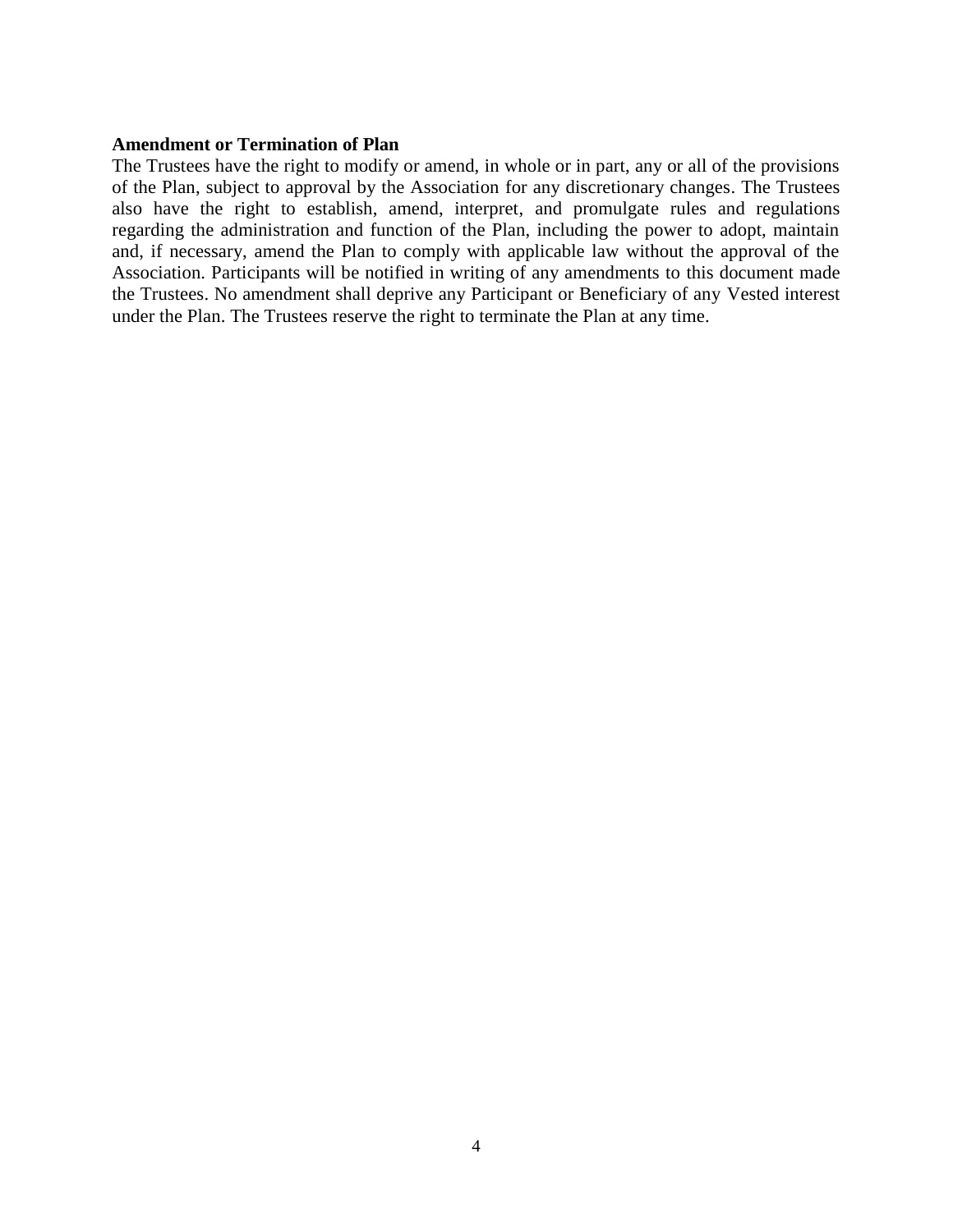**Amendment or Termination of Plan**

The Trustees have the right to modify or amend, in whole or in part, any or all of the provisions of the Plan, subject to approval by the Association for any discretionary changes. The Trustees also have the right to establish, amend, interpret, and promulgate rules and regulations regarding the administration and function of the Plan, including the power to adopt, maintain and, if necessary, amend the Plan to comply with applicable law without the approval of the Association. Participants will be notified in writing of any amendments to this document made the Trustees. No amendment shall deprive any Participant or Beneficiary of any Vested interest under the Plan. The Trustees reserve the right to terminate the Plan at any time.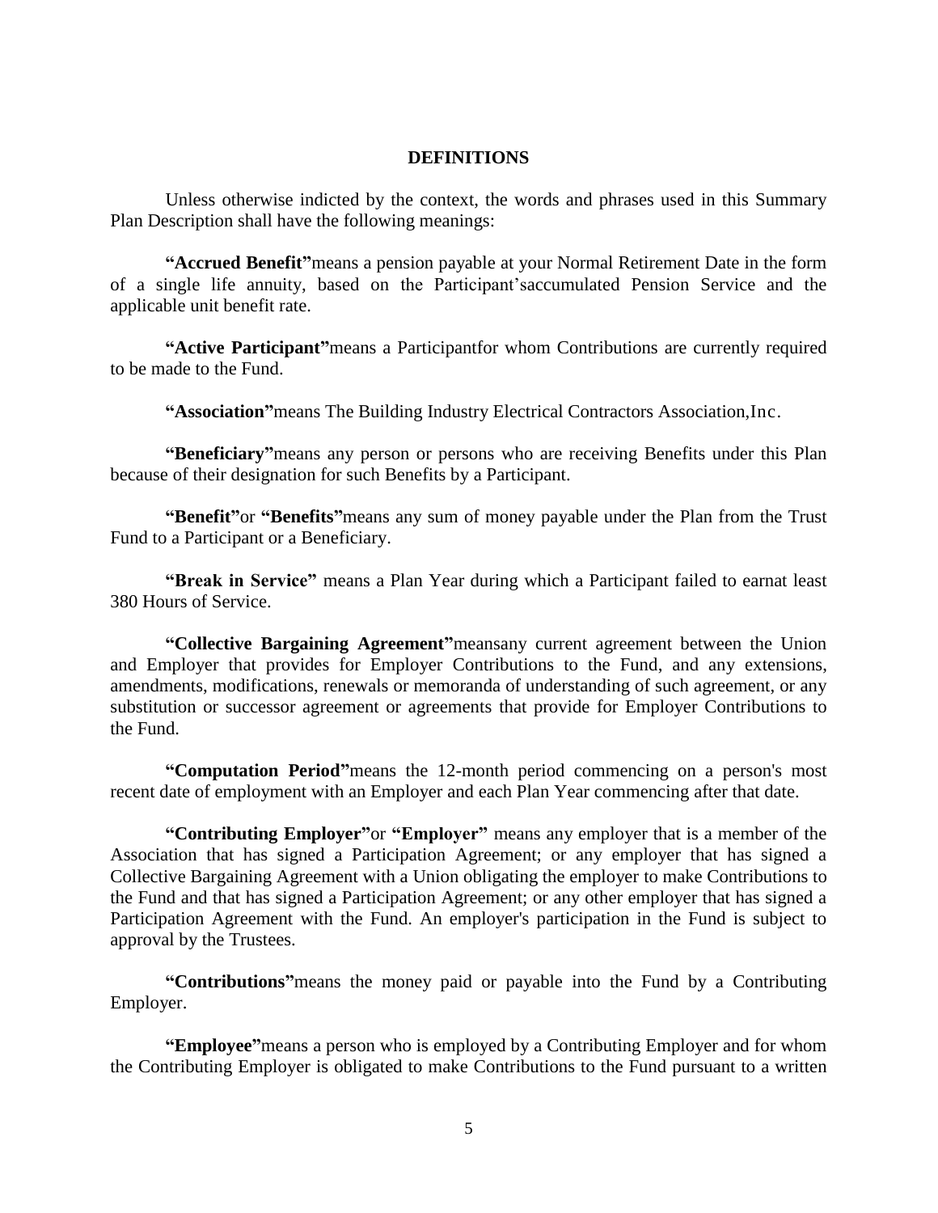## DEFINITIONS

Unless otherwise indicted by the context, the words and phrases used in this Summary Plan Description shall have the following meanings:

**"Accrued Benefit"** means a pension payable at your Normal Retirement Date in the form of a single life annuity, based on the Participant'saccumulated Pension Service and the applicable unit benefit rate.

**"Active Participant"** means a Participantfor whom Contributions are currently required to be made to the Fund.

**"Association"** means The Building Industry Electrical Contractors Association,Inc.

**"Beneficiary"** means any person or persons who are receiving Benefits under this Plan because of their designation for such Benefits by a Participant.

**"Benefit"** or **"Benefits"** means any sum of money payable under the Plan from the Trust Fund to a Participant or a Beneficiary.

**"Break in Service"** means a Plan Year during which a Participant failed to earnat least 380 Hours of Service.

**"Collective Bargaining Agreement"** meansany current agreement between the Union and Employer that provides for Employer Contributions to the Fund, and any extensions, amendments, modifications, renewals or memoranda of understanding of such agreement, or any substitution or successor agreement or agreements that provide for Employer Contributions to the Fund.

**"Computation Period"** means the 12-month period commencing on a person's most recent date of employment with an Employer and each Plan Year commencing after that date.

**"Contributing Employer"** or **"Employer"** means any employer that is a member of the Association that has signed a Participation Agreement; or any employer that has signed a Collective Bargaining Agreement with a Union obligating the employer to make Contributions to the Fund and that has signed a Participation Agreement; or any other employer that has signed a Participation Agreement with the Fund. An employer's participation in the Fund is subject to approval by the Trustees.

**"Contributions"** means the money paid or payable into the Fund by a Contributing Employer.

**"Employee"** means a person who is employed by a Contributing Employer and for whom the Contributing Employer is obligated to make Contributions to the Fund pursuant to a written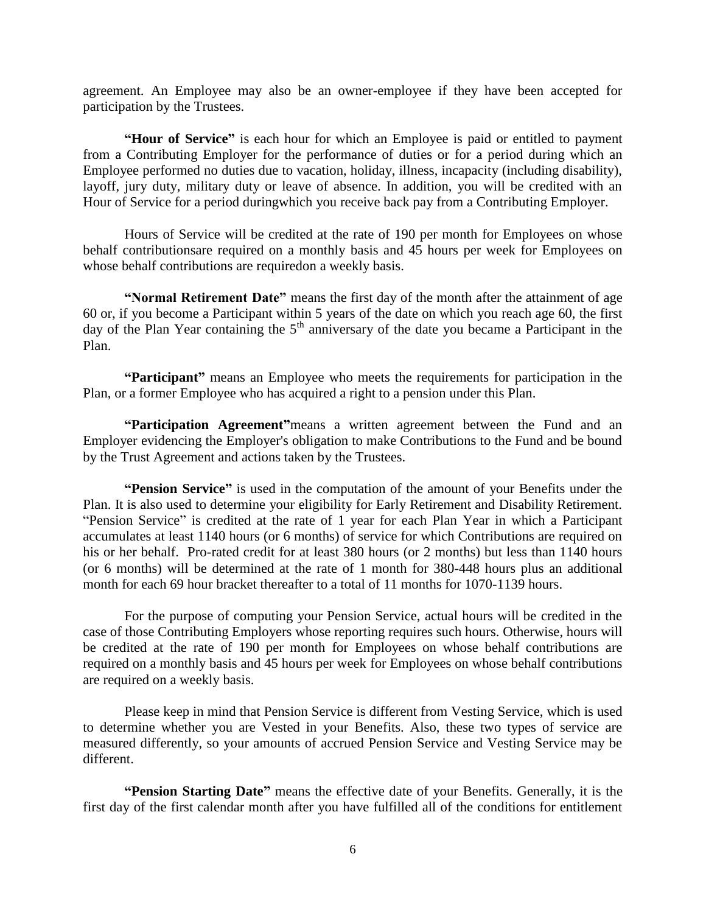agreement. An Employee may also be an owner-employee if they have been accepted for participation by the Trustees.

**"Hour of Service"** is each hour for which an Employee is paid or entitled to payment from a Contributing Employer for the performance of duties or for a period during which an Employee performed no duties due to vacation, holiday, illness, incapacity (including disability), layoff, jury duty, military duty or leave of absence. In addition, you will be credited with an Hour of Service for a period duringwhich you receive back pay from a Contributing Employer.

Hours of Service will be credited at the rate of 190 per month for Employees on whose behalf contributionsare required on a monthly basis and 45 hours per week for Employees on whose behalf contributions are requiredon a weekly basis.

**"Normal Retirement Date"** means the first day of the month after the attainment of age 60 or, if you become a Participant within 5 years of the date on which you reach age 60, the first day of the Plan Year containing the 5th anniversary of the date you became a Participant in the Plan.

**"Participant"** means an Employee who meets the requirements for participation in the Plan, or a former Employee who has acquired a right to a pension under this Plan.

**"Participation Agreement"**means a written agreement between the Fund and an Employer evidencing the Employer's obligation to make Contributions to the Fund and be bound by the Trust Agreement and actions taken by the Trustees.

**"Pension Service"** is used in the computation of the amount of your Benefits under the Plan. It is also used to determine your eligibility for Early Retirement and Disability Retirement. "Pension Service" is credited at the rate of 1 year for each Plan Year in which a Participant accumulates at least 1140 hours (or 6 months) of service for which Contributions are required on his or her behalf. Pro-rated credit for at least 380 hours (or 2 months) but less than 1140 hours (or 6 months) will be determined at the rate of 1 month for 380-448 hours plus an additional month for each 69 hour bracket thereafter to a total of 11 months for 1070-1139 hours.

For the purpose of computing your Pension Service, actual hours will be credited in the case of those Contributing Employers whose reporting requires such hours. Otherwise, hours will be credited at the rate of 190 per month for Employees on whose behalf contributions are required on a monthly basis and 45 hours per week for Employees on whose behalf contributions are required on a weekly basis.

Please keep in mind that Pension Service is different from Vesting Service, which is used to determine whether you are Vested in your Benefits. Also, these two types of service are measured differently, so your amounts of accrued Pension Service and Vesting Service may be different.

**"Pension Starting Date"** means the effective date of your Benefits. Generally, it is the first day of the first calendar month after you have fulfilled all of the conditions for entitlement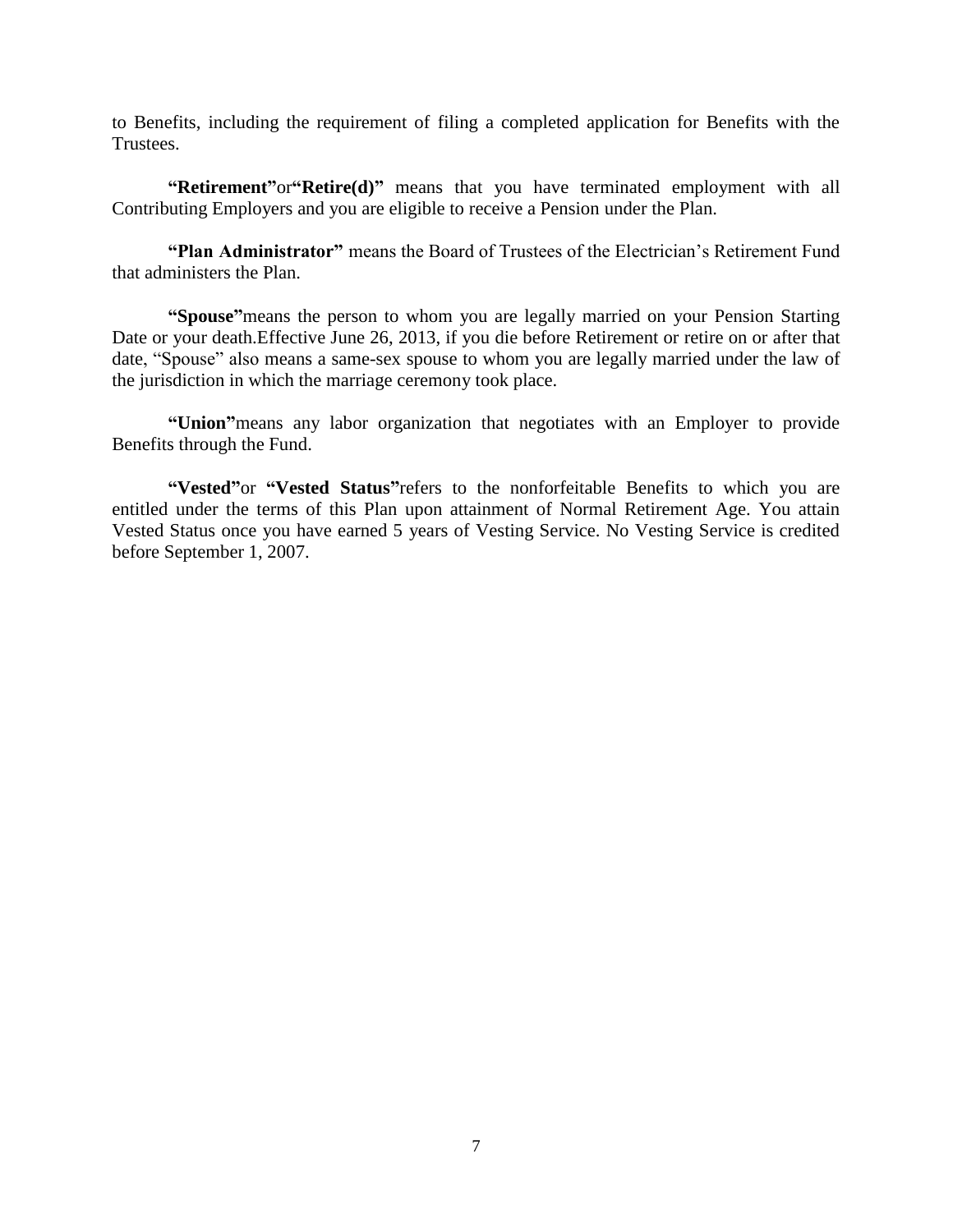to Benefits, including the requirement of filing a completed application for Benefits with the Trustees.

**"Retirement"** or **"Retire(d)"** means that you have terminated employment with all Contributing Employers and you are eligible to receive a Pension under the Plan.

**"Plan Administrator"** means the Board of Trustees of the Electrician's Retirement Fund that administers the Plan.

**"Spouse"** means the person to whom you are legally married on your Pension Starting Date or your death. Effective June 26, 2013, if you die before Retirement or retire on or after that date, "Spouse" also means a same-sex spouse to whom you are legally married under the law of the jurisdiction in which the marriage ceremony took place.

**"Union"** means any labor organization that negotiates with an Employer to provide Benefits through the Fund.

**"Vested"** or **"Vested Status"** refers to the nonforfeitable Benefits to which you are entitled under the terms of this Plan upon attainment of Normal Retirement Age. You attain Vested Status once you have earned 5 years of Vesting Service. No Vesting Service is credited before September 1, 2007.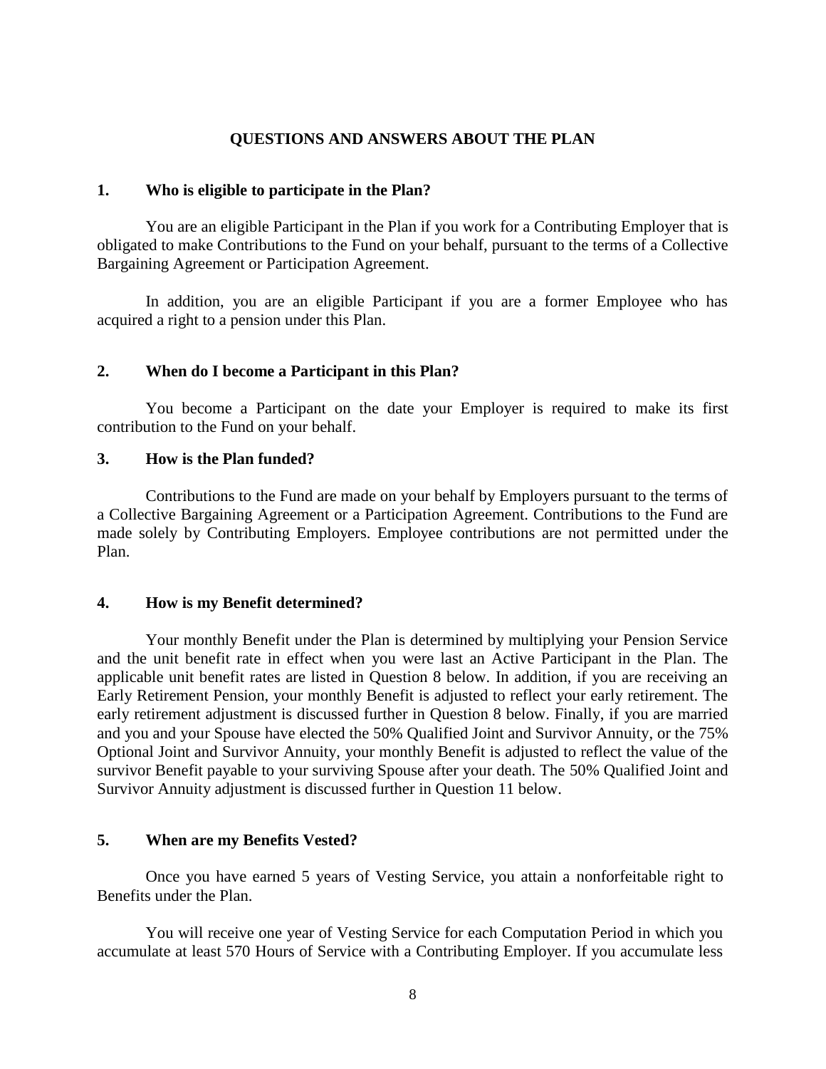## QUESTIONS AND ANSWERS ABOUT THE PLAN

### 1. Who is eligible to participate in the Plan?

You are an eligible Participant in the Plan if you work for a Contributing Employer that is obligated to make Contributions to the Fund on your behalf, pursuant to the terms of a Collective Bargaining Agreement or Participation Agreement.

In addition, you are an eligible Participant if you are a former Employee who has acquired a right to a pension under this Plan.

### 2. When do I become a Participant in this Plan?

You become a Participant on the date your Employer is required to make its first contribution to the Fund on your behalf.

### 3. How is the Plan funded?

Contributions to the Fund are made on your behalf by Employers pursuant to the terms of a Collective Bargaining Agreement or a Participation Agreement. Contributions to the Fund are made solely by Contributing Employers. Employee contributions are not permitted under the Plan.

### 4. How is my Benefit determined?

Your monthly Benefit under the Plan is determined by multiplying your Pension Service and the unit benefit rate in effect when you were last an Active Participant in the Plan. The applicable unit benefit rates are listed in Question 8 below. In addition, if you are receiving an Early Retirement Pension, your monthly Benefit is adjusted to reflect your early retirement. The early retirement adjustment is discussed further in Question 8 below. Finally, if you are married and you and your Spouse have elected the 50% Qualified Joint and Survivor Annuity, or the 75% Optional Joint and Survivor Annuity, your monthly Benefit is adjusted to reflect the value of the survivor Benefit payable to your surviving Spouse after your death. The 50% Qualified Joint and Survivor Annuity adjustment is discussed further in Question 11 below.

### 5. When are my Benefits Vested?

Once you have earned 5 years of Vesting Service, you attain a nonforfeitable right to Benefits under the Plan.

You will receive one year of Vesting Service for each Computation Period in which you accumulate at least 570 Hours of Service with a Contributing Employer. If you accumulate less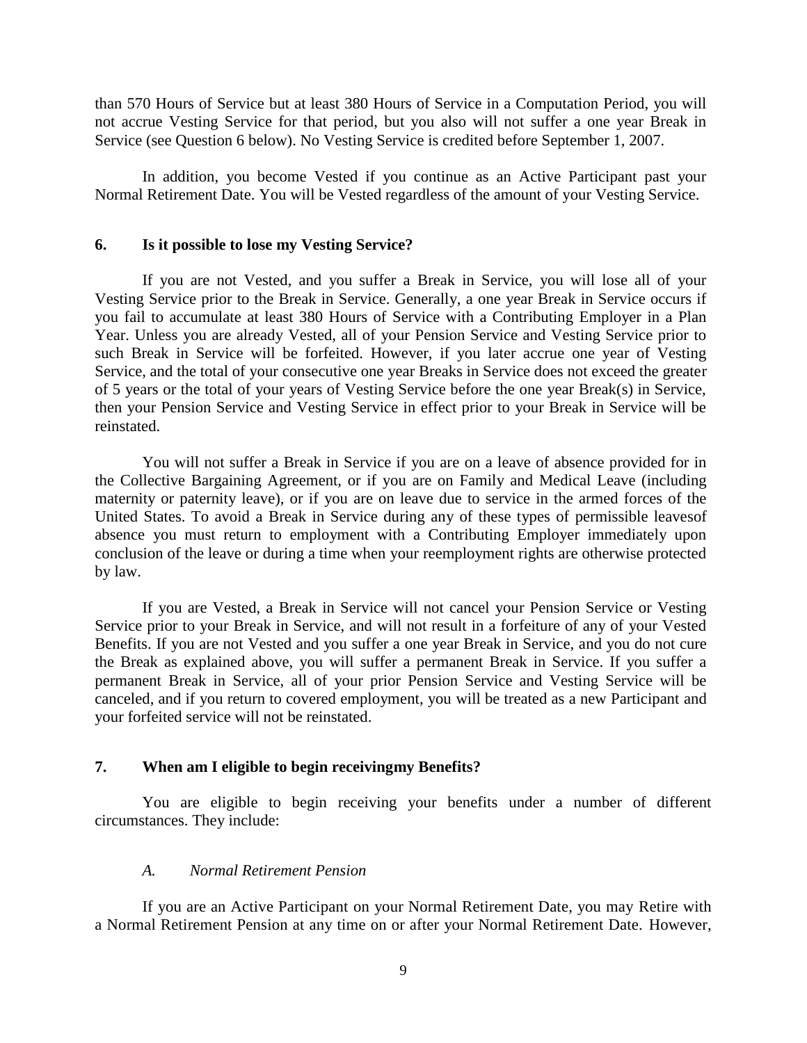than 570 Hours of Service but at least 380 Hours of Service in a Computation Period, you will not accrue Vesting Service for that period, but you also will not suffer a one year Break in Service (see Question 6 below). No Vesting Service is credited before September 1, 2007.

In addition, you become Vested if you continue as an Active Participant past your Normal Retirement Date. You will be Vested regardless of the amount of your Vesting Service.

### 6. Is it possible to lose my Vesting Service?

If you are not Vested, and you suffer a Break in Service, you will lose all of your Vesting Service prior to the Break in Service. Generally, a one year Break in Service occurs if you fail to accumulate at least 380 Hours of Service with a Contributing Employer in a Plan Year. Unless you are already Vested, all of your Pension Service and Vesting Service prior to such Break in Service will be forfeited. However, if you later accrue one year of Vesting Service, and the total of your consecutive one year Breaks in Service does not exceed the greater of 5 years or the total of your years of Vesting Service before the one year Break(s) in Service, then your Pension Service and Vesting Service in effect prior to your Break in Service will be reinstated.

You will not suffer a Break in Service if you are on a leave of absence provided for in the Collective Bargaining Agreement, or if you are on Family and Medical Leave (including maternity or paternity leave), or if you are on leave due to service in the armed forces of the United States. To avoid a Break in Service during any of these types of permissible leavesof absence you must return to employment with a Contributing Employer immediately upon conclusion of the leave or during a time when your reemployment rights are otherwise protected by law.

If you are Vested, a Break in Service will not cancel your Pension Service or Vesting Service prior to your Break in Service, and will not result in a forfeiture of any of your Vested Benefits. If you are not Vested and you suffer a one year Break in Service, and you do not cure the Break as explained above, you will suffer a permanent Break in Service. If you suffer a permanent Break in Service, all of your prior Pension Service and Vesting Service will be canceled, and if you return to covered employment, you will be treated as a new Participant and your forfeited service will not be reinstated.

### 7. When am I eligible to begin receivingmy Benefits?

You are eligible to begin receiving your benefits under a number of different circumstances. They include:

#### *A. Normal Retirement Pension*

If you are an Active Participant on your Normal Retirement Date, you may Retire with a Normal Retirement Pension at any time on or after your Normal Retirement Date. However,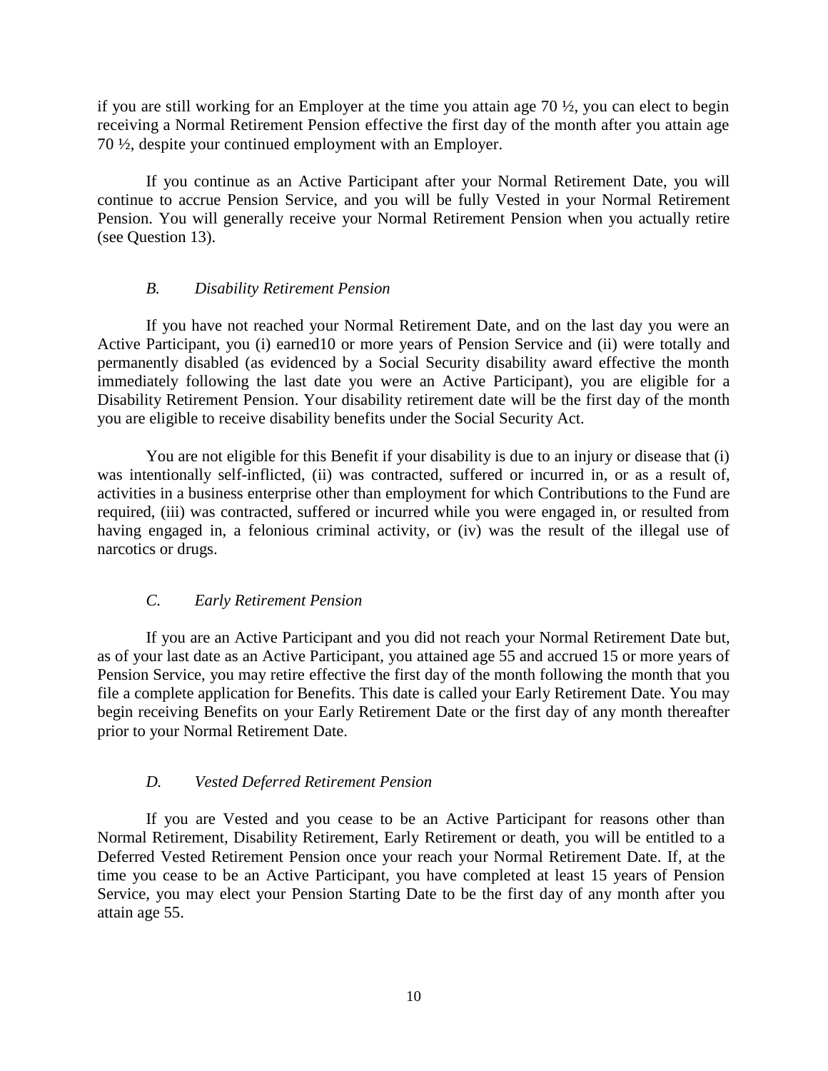if you are still working for an Employer at the time you attain age 70 ½, you can elect to begin receiving a Normal Retirement Pension effective the first day of the month after you attain age 70 ½, despite your continued employment with an Employer.

If you continue as an Active Participant after your Normal Retirement Date, you will continue to accrue Pension Service, and you will be fully Vested in your Normal Retirement Pension. You will generally receive your Normal Retirement Pension when you actually retire (see Question 13).

### *B. Disability Retirement Pension*

If you have not reached your Normal Retirement Date, and on the last day you were an Active Participant, you (i) earned10 or more years of Pension Service and (ii) were totally and permanently disabled (as evidenced by a Social Security disability award effective the month immediately following the last date you were an Active Participant), you are eligible for a Disability Retirement Pension. Your disability retirement date will be the first day of the month you are eligible to receive disability benefits under the Social Security Act.

You are not eligible for this Benefit if your disability is due to an injury or disease that (i) was intentionally self-inflicted, (ii) was contracted, suffered or incurred in, or as a result of, activities in a business enterprise other than employment for which Contributions to the Fund are required, (iii) was contracted, suffered or incurred while you were engaged in, or resulted from having engaged in, a felonious criminal activity, or (iv) was the result of the illegal use of narcotics or drugs.

### *C. Early Retirement Pension*

If you are an Active Participant and you did not reach your Normal Retirement Date but, as of your last date as an Active Participant, you attained age 55 and accrued 15 or more years of Pension Service, you may retire effective the first day of the month following the month that you file a complete application for Benefits. This date is called your Early Retirement Date. You may begin receiving Benefits on your Early Retirement Date or the first day of any month thereafter prior to your Normal Retirement Date.

### *D. Vested Deferred Retirement Pension*

If you are Vested and you cease to be an Active Participant for reasons other than Normal Retirement, Disability Retirement, Early Retirement or death, you will be entitled to a Deferred Vested Retirement Pension once your reach your Normal Retirement Date. If, at the time you cease to be an Active Participant, you have completed at least 15 years of Pension Service, you may elect your Pension Starting Date to be the first day of any month after you attain age 55.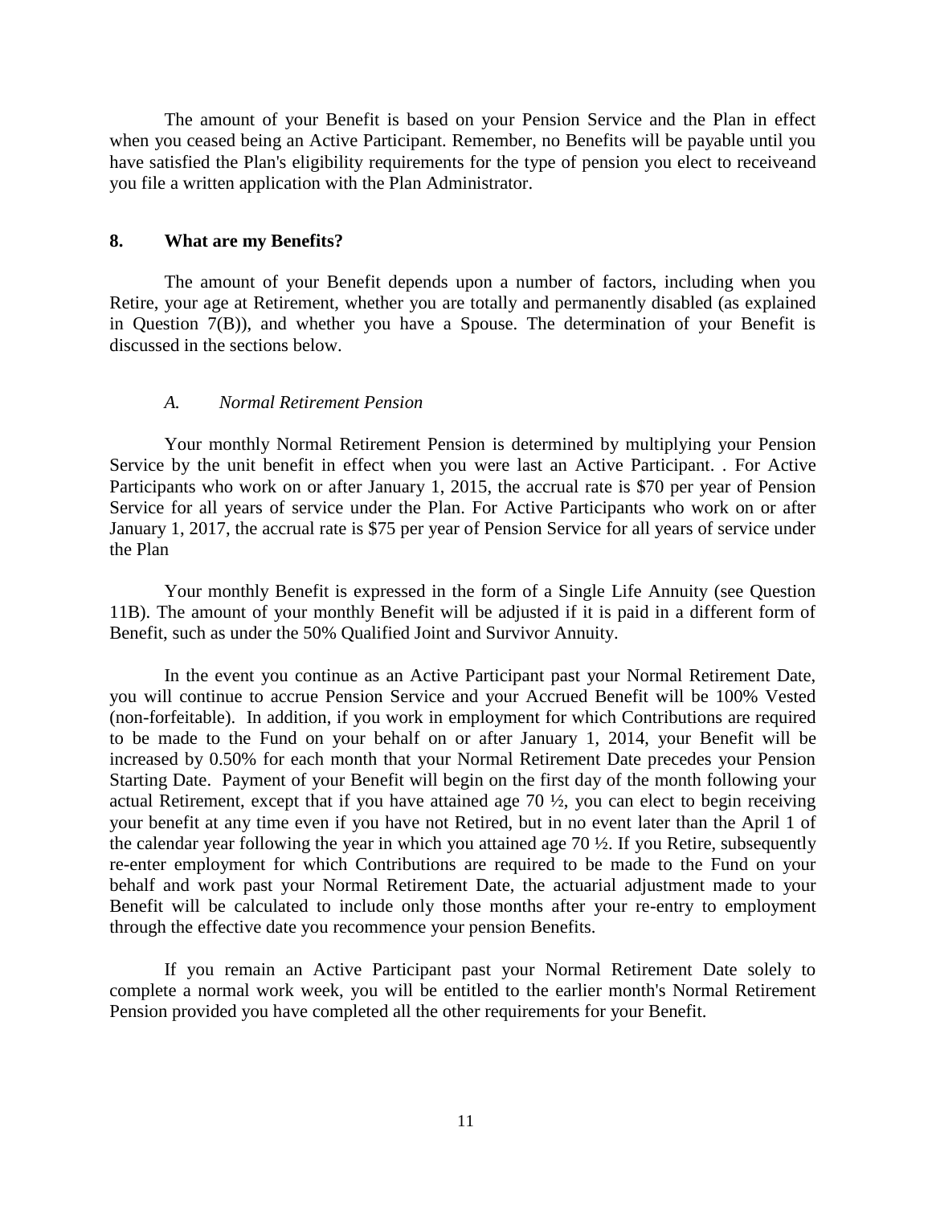The amount of your Benefit is based on your Pension Service and the Plan in effect when you ceased being an Active Participant. Remember, no Benefits will be payable until you have satisfied the Plan's eligibility requirements for the type of pension you elect to receiveand you file a written application with the Plan Administrator.

## 8. What are my Benefits?

The amount of your Benefit depends upon a number of factors, including when you Retire, your age at Retirement, whether you are totally and permanently disabled (as explained in Question 7(B)), and whether you have a Spouse. The determination of your Benefit is discussed in the sections below.

### *A. Normal Retirement Pension*

Your monthly Normal Retirement Pension is determined by multiplying your Pension Service by the unit benefit in effect when you were last an Active Participant. . For Active Participants who work on or after January 1, 2015, the accrual rate is $70 per year of Pension Service for all years of service under the Plan. For Active Participants who work on or after January 1, 2017, the accrual rate is $75 per year of Pension Service for all years of service under the Plan

Your monthly Benefit is expressed in the form of a Single Life Annuity (see Question 11B). The amount of your monthly Benefit will be adjusted if it is paid in a different form of Benefit, such as under the 50% Qualified Joint and Survivor Annuity.

In the event you continue as an Active Participant past your Normal Retirement Date, you will continue to accrue Pension Service and your Accrued Benefit will be 100% Vested (non-forfeitable). In addition, if you work in employment for which Contributions are required to be made to the Fund on your behalf on or after January 1, 2014, your Benefit will be increased by 0.50% for each month that your Normal Retirement Date precedes your Pension Starting Date. Payment of your Benefit will begin on the first day of the month following your actual Retirement, except that if you have attained age 70 ½, you can elect to begin receiving your benefit at any time even if you have not Retired, but in no event later than the April 1 of the calendar year following the year in which you attained age 70 ½. If you Retire, subsequently re-enter employment for which Contributions are required to be made to the Fund on your behalf and work past your Normal Retirement Date, the actuarial adjustment made to your Benefit will be calculated to include only those months after your re-entry to employment through the effective date you recommence your pension Benefits.

If you remain an Active Participant past your Normal Retirement Date solely to complete a normal work week, you will be entitled to the earlier month's Normal Retirement Pension provided you have completed all the other requirements for your Benefit.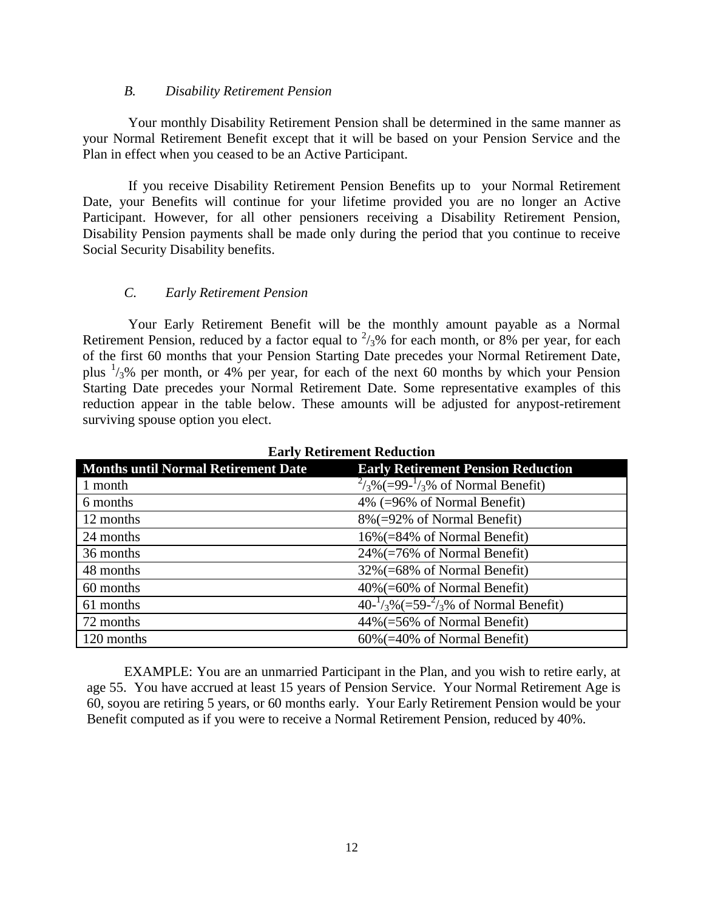### *B. Disability Retirement Pension*

Your monthly Disability Retirement Pension shall be determined in the same manner as your Normal Retirement Benefit except that it will be based on your Pension Service and the Plan in effect when you ceased to be an Active Participant.

If you receive Disability Retirement Pension Benefits up to your Normal Retirement Date, your Benefits will continue for your lifetime provided you are no longer an Active Participant. However, for all other pensioners receiving a Disability Retirement Pension, Disability Pension payments shall be made only during the period that you continue to receive Social Security Disability benefits.

### *C. Early Retirement Pension*

Your Early Retirement Benefit will be the monthly amount payable as a Normal Retirement Pension, reduced by a factor equal to $^{2}/_{3}$% for each month, or 8% per year, for each of the first 60 months that your Pension Starting Date precedes your Normal Retirement Date, plus $^{1}/_{3}$% per month, or 4% per year, for each of the next 60 months by which your Pension Starting Date precedes your Normal Retirement Date. Some representative examples of this reduction appear in the table below. These amounts will be adjusted for anypost-retirement surviving spouse option you elect.

**Early Retirement Reduction**

| Months until Normal Retirement Date | Early Retirement Pension Reduction |
|---|---|
| 1 month | $^{2}/_{3}$%(=99-$^{1}/_{3}$% of Normal Benefit) |
| 6 months | 4% (=96% of Normal Benefit) |
| 12 months | 8%(=92% of Normal Benefit) |
| 24 months | 16%(=84% of Normal Benefit) |
| 36 months | 24%(=76% of Normal Benefit) |
| 48 months | 32%(=68% of Normal Benefit) |
| 60 months | 40%(=60% of Normal Benefit) |
| 61 months | 40-$^{1}/_{3}$%(=59-$^{2}/_{3}$% of Normal Benefit) |
| 72 months | 44%(=56% of Normal Benefit) |
| 120 months | 60%(=40% of Normal Benefit) |

EXAMPLE: You are an unmarried Participant in the Plan, and you wish to retire early, at age 55. You have accrued at least 15 years of Pension Service. Your Normal Retirement Age is 60, soyou are retiring 5 years, or 60 months early. Your Early Retirement Pension would be your Benefit computed as if you were to receive a Normal Retirement Pension, reduced by 40%.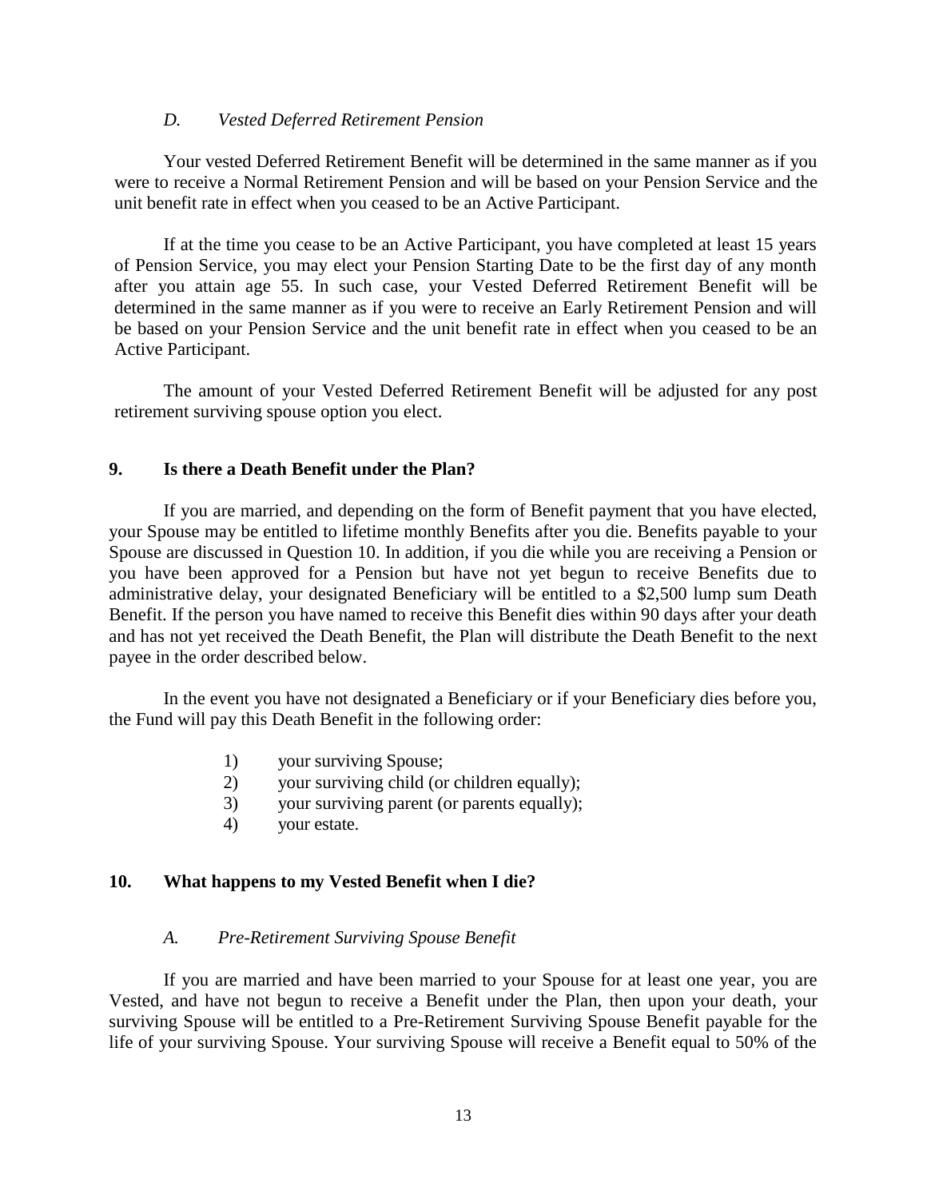### *D. Vested Deferred Retirement Pension*

Your vested Deferred Retirement Benefit will be determined in the same manner as if you were to receive a Normal Retirement Pension and will be based on your Pension Service and the unit benefit rate in effect when you ceased to be an Active Participant.

If at the time you cease to be an Active Participant, you have completed at least 15 years of Pension Service, you may elect your Pension Starting Date to be the first day of any month after you attain age 55. In such case, your Vested Deferred Retirement Benefit will be determined in the same manner as if you were to receive an Early Retirement Pension and will be based on your Pension Service and the unit benefit rate in effect when you ceased to be an Active Participant.

The amount of your Vested Deferred Retirement Benefit will be adjusted for any post retirement surviving spouse option you elect.

## **9. Is there a Death Benefit under the Plan?**

If you are married, and depending on the form of Benefit payment that you have elected, your Spouse may be entitled to lifetime monthly Benefits after you die. Benefits payable to your Spouse are discussed in Question 10. In addition, if you die while you are receiving a Pension or you have been approved for a Pension but have not yet begun to receive Benefits due to administrative delay, your designated Beneficiary will be entitled to a $2,500 lump sum Death Benefit. If the person you have named to receive this Benefit dies within 90 days after your death and has not yet received the Death Benefit, the Plan will distribute the Death Benefit to the next payee in the order described below.

In the event you have not designated a Beneficiary or if your Beneficiary dies before you, the Fund will pay this Death Benefit in the following order:

1) your surviving Spouse;
2) your surviving child (or children equally);
3) your surviving parent (or parents equally);
4) your estate.

## **10. What happens to my Vested Benefit when I die?**

### *A. Pre-Retirement Surviving Spouse Benefit*

If you are married and have been married to your Spouse for at least one year, you are Vested, and have not begun to receive a Benefit under the Plan, then upon your death, your surviving Spouse will be entitled to a Pre-Retirement Surviving Spouse Benefit payable for the life of your surviving Spouse. Your surviving Spouse will receive a Benefit equal to 50% of the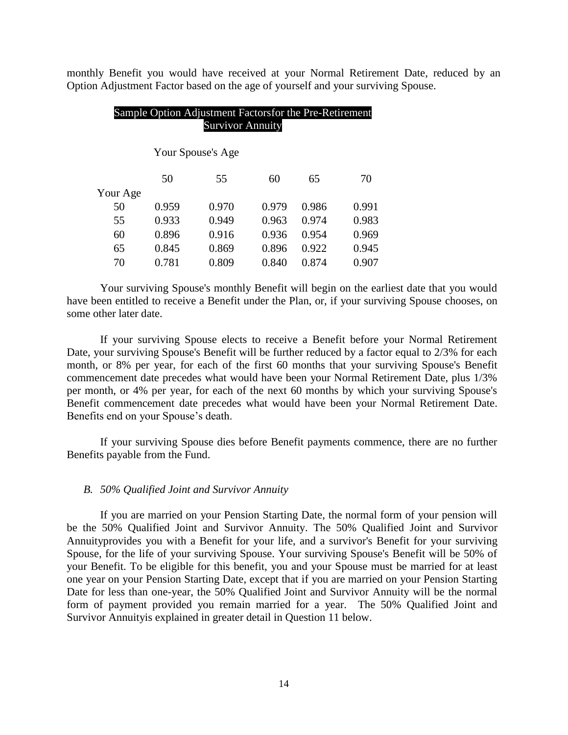monthly Benefit you would have received at your Normal Retirement Date, reduced by an Option Adjustment Factor based on the age of yourself and your surviving Spouse.

**Sample Option Adjustment Factorsfor the Pre-Retirement Survivor Annuity**

| | Your Spouse's Age | | | | |
|---|---|---|---|---|---|
| | 50 | 55 | 60 | 65 | 70 |
| Your Age | | | | | |
| 50 | 0.959 | 0.970 | 0.979 | 0.986 | 0.991 |
| 55 | 0.933 | 0.949 | 0.963 | 0.974 | 0.983 |
| 60 | 0.896 | 0.916 | 0.936 | 0.954 | 0.969 |
| 65 | 0.845 | 0.869 | 0.896 | 0.922 | 0.945 |
| 70 | 0.781 | 0.809 | 0.840 | 0.874 | 0.907 |

Your surviving Spouse's monthly Benefit will begin on the earliest date that you would have been entitled to receive a Benefit under the Plan, or, if your surviving Spouse chooses, on some other later date.

If your surviving Spouse elects to receive a Benefit before your Normal Retirement Date, your surviving Spouse's Benefit will be further reduced by a factor equal to 2/3% for each month, or 8% per year, for each of the first 60 months that your surviving Spouse's Benefit commencement date precedes what would have been your Normal Retirement Date, plus 1/3% per month, or 4% per year, for each of the next 60 months by which your surviving Spouse's Benefit commencement date precedes what would have been your Normal Retirement Date. Benefits end on your Spouse’s death.

If your surviving Spouse dies before Benefit payments commence, there are no further Benefits payable from the Fund.

*B. 50% Qualified Joint and Survivor Annuity*

If you are married on your Pension Starting Date, the normal form of your pension will be the 50% Qualified Joint and Survivor Annuity. The 50% Qualified Joint and Survivor Annuityprovides you with a Benefit for your life, and a survivor's Benefit for your surviving Spouse, for the life of your surviving Spouse. Your surviving Spouse's Benefit will be 50% of your Benefit. To be eligible for this benefit, you and your Spouse must be married for at least one year on your Pension Starting Date, except that if you are married on your Pension Starting Date for less than one-year, the 50% Qualified Joint and Survivor Annuity will be the normal form of payment provided you remain married for a year. The 50% Qualified Joint and Survivor Annuityis explained in greater detail in Question 11 below.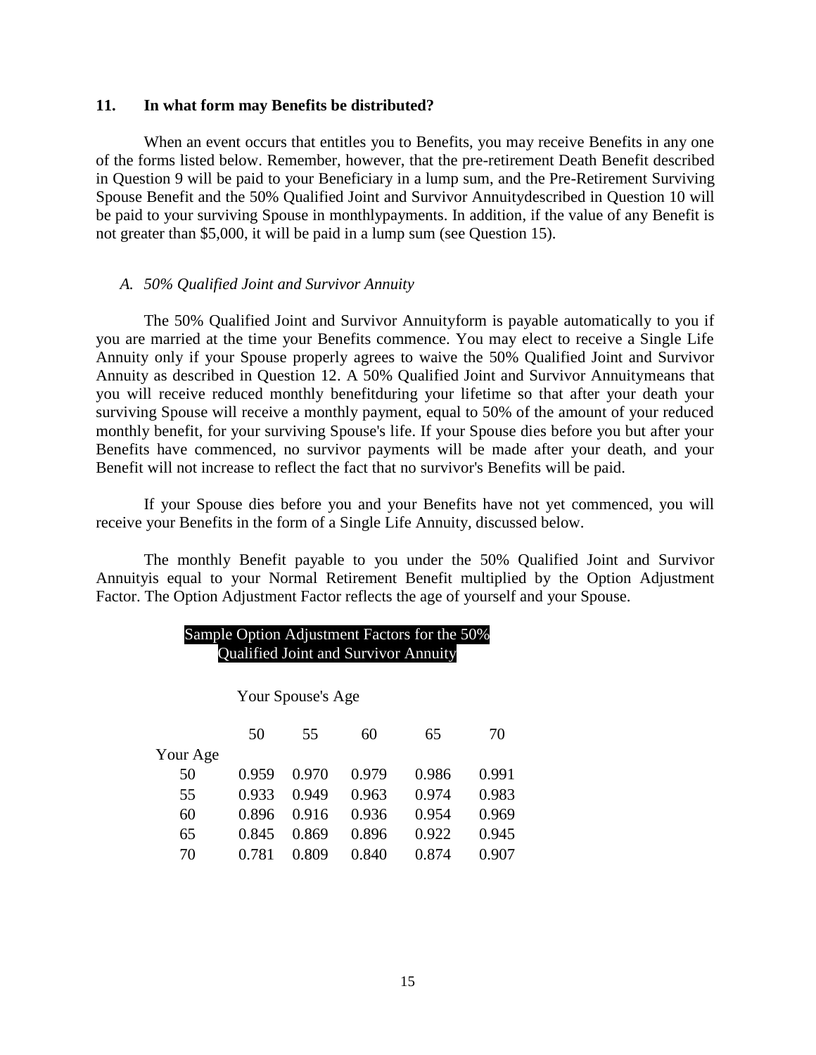## 11. In what form may Benefits be distributed?

When an event occurs that entitles you to Benefits, you may receive Benefits in any one of the forms listed below. Remember, however, that the pre-retirement Death Benefit described in Question 9 will be paid to your Beneficiary in a lump sum, and the Pre-Retirement Surviving Spouse Benefit and the 50% Qualified Joint and Survivor Annuitydescribed in Question 10 will be paid to your surviving Spouse in monthlypayments. In addition, if the value of any Benefit is not greater than $5,000, it will be paid in a lump sum (see Question 15).

### *A. 50% Qualified Joint and Survivor Annuity*

The 50% Qualified Joint and Survivor Annuityform is payable automatically to you if you are married at the time your Benefits commence. You may elect to receive a Single Life Annuity only if your Spouse properly agrees to waive the 50% Qualified Joint and Survivor Annuity as described in Question 12. A 50% Qualified Joint and Survivor Annuitymeans that you will receive reduced monthly benefitduring your lifetime so that after your death your surviving Spouse will receive a monthly payment, equal to 50% of the amount of your reduced monthly benefit, for your surviving Spouse's life. If your Spouse dies before you but after your Benefits have commenced, no survivor payments will be made after your death, and your Benefit will not increase to reflect the fact that no survivor's Benefits will be paid.

If your Spouse dies before you and your Benefits have not yet commenced, you will receive your Benefits in the form of a Single Life Annuity, discussed below.

The monthly Benefit payable to you under the 50% Qualified Joint and Survivor Annuityis equal to your Normal Retirement Benefit multiplied by the Option Adjustment Factor. The Option Adjustment Factor reflects the age of yourself and your Spouse.

Sample Option Adjustment Factors for the 50% Qualified Joint and Survivor Annuity

| | Your Spouse's Age | | | | |
|---|---|---|---|---|---|
| Your Age | 50 | 55 | 60 | 65 | 70 |
| 50 | 0.959 | 0.970 | 0.979 | 0.986 | 0.991 |
| 55 | 0.933 | 0.949 | 0.963 | 0.974 | 0.983 |
| 60 | 0.896 | 0.916 | 0.936 | 0.954 | 0.969 |
| 65 | 0.845 | 0.869 | 0.896 | 0.922 | 0.945 |
| 70 | 0.781 | 0.809 | 0.840 | 0.874 | 0.907 |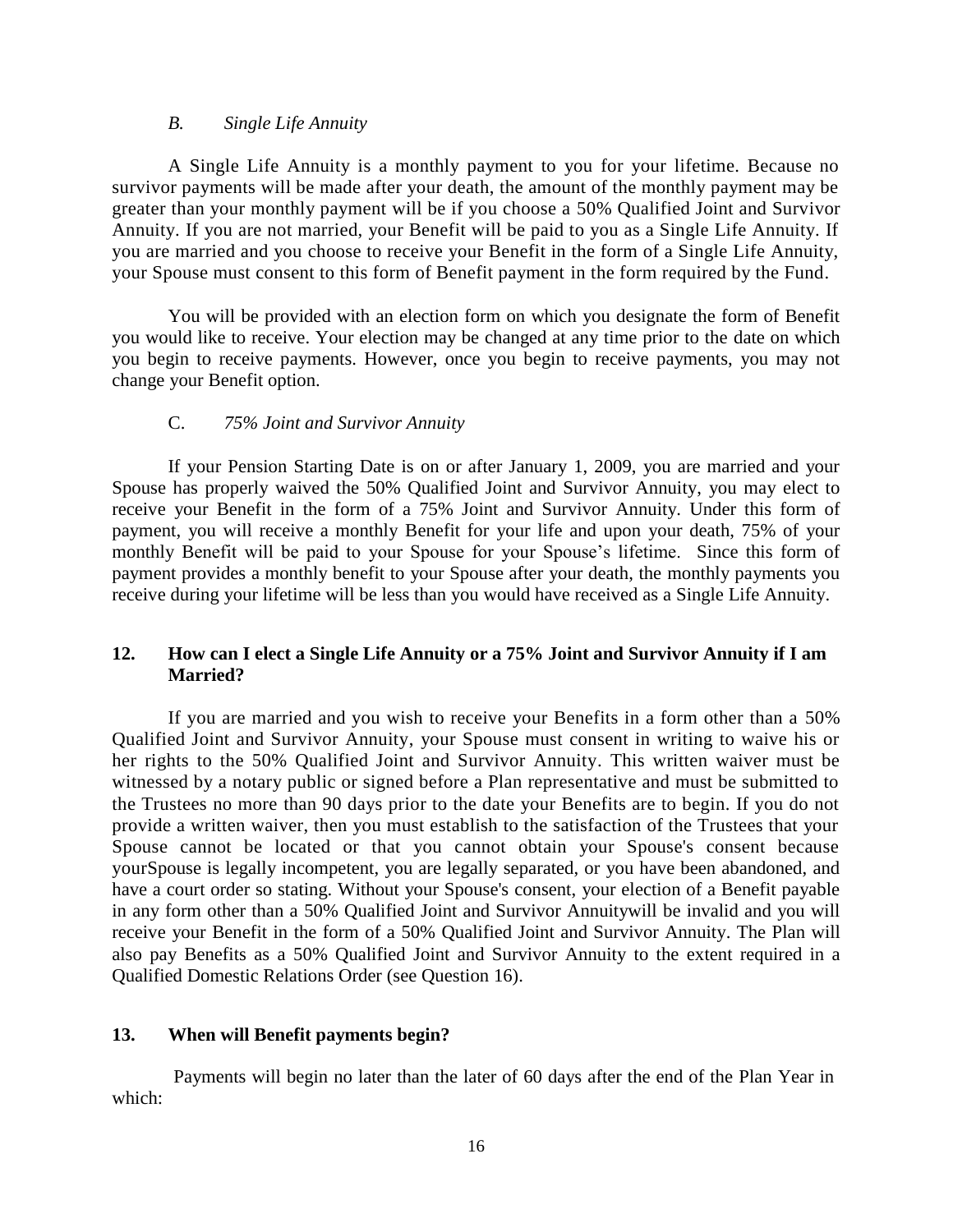*B. Single Life Annuity*

A Single Life Annuity is a monthly payment to you for your lifetime. Because no survivor payments will be made after your death, the amount of the monthly payment may be greater than your monthly payment will be if you choose a 50% Qualified Joint and Survivor Annuity. If you are not married, your Benefit will be paid to you as a Single Life Annuity. If you are married and you choose to receive your Benefit in the form of a Single Life Annuity, your Spouse must consent to this form of Benefit payment in the form required by the Fund.

You will be provided with an election form on which you designate the form of Benefit you would like to receive. Your election may be changed at any time prior to the date on which you begin to receive payments. However, once you begin to receive payments, you may not change your Benefit option.

C. *75% Joint and Survivor Annuity*

If your Pension Starting Date is on or after January 1, 2009, you are married and your Spouse has properly waived the 50% Qualified Joint and Survivor Annuity, you may elect to receive your Benefit in the form of a 75% Joint and Survivor Annuity. Under this form of payment, you will receive a monthly Benefit for your life and upon your death, 75% of your monthly Benefit will be paid to your Spouse for your Spouse's lifetime. Since this form of payment provides a monthly benefit to your Spouse after your death, the monthly payments you receive during your lifetime will be less than you would have received as a Single Life Annuity.

## 12. How can I elect a Single Life Annuity or a 75% Joint and Survivor Annuity if I am Married?

If you are married and you wish to receive your Benefits in a form other than a 50% Qualified Joint and Survivor Annuity, your Spouse must consent in writing to waive his or her rights to the 50% Qualified Joint and Survivor Annuity. This written waiver must be witnessed by a notary public or signed before a Plan representative and must be submitted to the Trustees no more than 90 days prior to the date your Benefits are to begin. If you do not provide a written waiver, then you must establish to the satisfaction of the Trustees that your Spouse cannot be located or that you cannot obtain your Spouse's consent because yourSpouse is legally incompetent, you are legally separated, or you have been abandoned, and have a court order so stating. Without your Spouse's consent, your election of a Benefit payable in any form other than a 50% Qualified Joint and Survivor Annuitywill be invalid and you will receive your Benefit in the form of a 50% Qualified Joint and Survivor Annuity. The Plan will also pay Benefits as a 50% Qualified Joint and Survivor Annuity to the extent required in a Qualified Domestic Relations Order (see Question 16).

## 13. When will Benefit payments begin?

Payments will begin no later than the later of 60 days after the end of the Plan Year in which: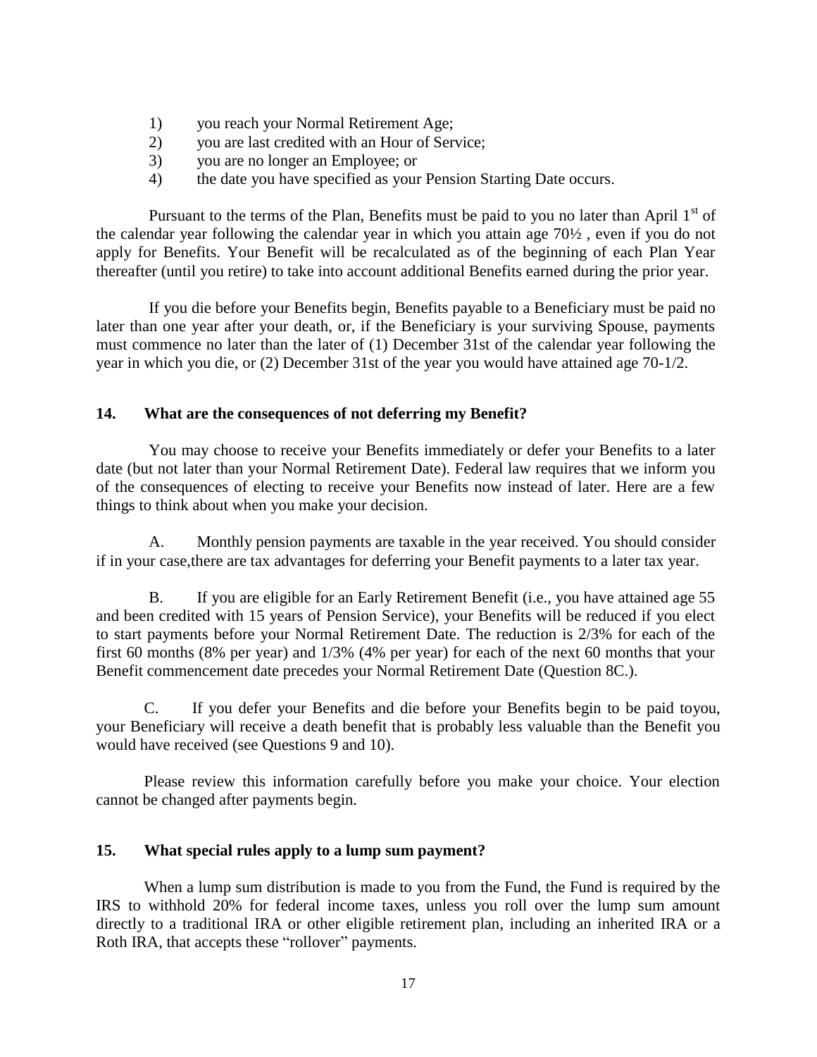1) you reach your Normal Retirement Age;
2) you are last credited with an Hour of Service;
3) you are no longer an Employee; or
4) the date you have specified as your Pension Starting Date occurs.

Pursuant to the terms of the Plan, Benefits must be paid to you no later than April 1st of the calendar year following the calendar year in which you attain age 70½ , even if you do not apply for Benefits. Your Benefit will be recalculated as of the beginning of each Plan Year thereafter (until you retire) to take into account additional Benefits earned during the prior year.

If you die before your Benefits begin, Benefits payable to a Beneficiary must be paid no later than one year after your death, or, if the Beneficiary is your surviving Spouse, payments must commence no later than the later of (1) December 31st of the calendar year following the year in which you die, or (2) December 31st of the year you would have attained age 70-1/2.

## 14. What are the consequences of not deferring my Benefit?

You may choose to receive your Benefits immediately or defer your Benefits to a later date (but not later than your Normal Retirement Date). Federal law requires that we inform you of the consequences of electing to receive your Benefits now instead of later. Here are a few things to think about when you make your decision.

A. Monthly pension payments are taxable in the year received. You should consider if in your case,there are tax advantages for deferring your Benefit payments to a later tax year.

B. If you are eligible for an Early Retirement Benefit (i.e., you have attained age 55 and been credited with 15 years of Pension Service), your Benefits will be reduced if you elect to start payments before your Normal Retirement Date. The reduction is 2/3% for each of the first 60 months (8% per year) and 1/3% (4% per year) for each of the next 60 months that your Benefit commencement date precedes your Normal Retirement Date (Question 8C.).

C. If you defer your Benefits and die before your Benefits begin to be paid toyou, your Beneficiary will receive a death benefit that is probably less valuable than the Benefit you would have received (see Questions 9 and 10).

Please review this information carefully before you make your choice. Your election cannot be changed after payments begin.

## 15. What special rules apply to a lump sum payment?

When a lump sum distribution is made to you from the Fund, the Fund is required by the IRS to withhold 20% for federal income taxes, unless you roll over the lump sum amount directly to a traditional IRA or other eligible retirement plan, including an inherited IRA or a Roth IRA, that accepts these "rollover" payments.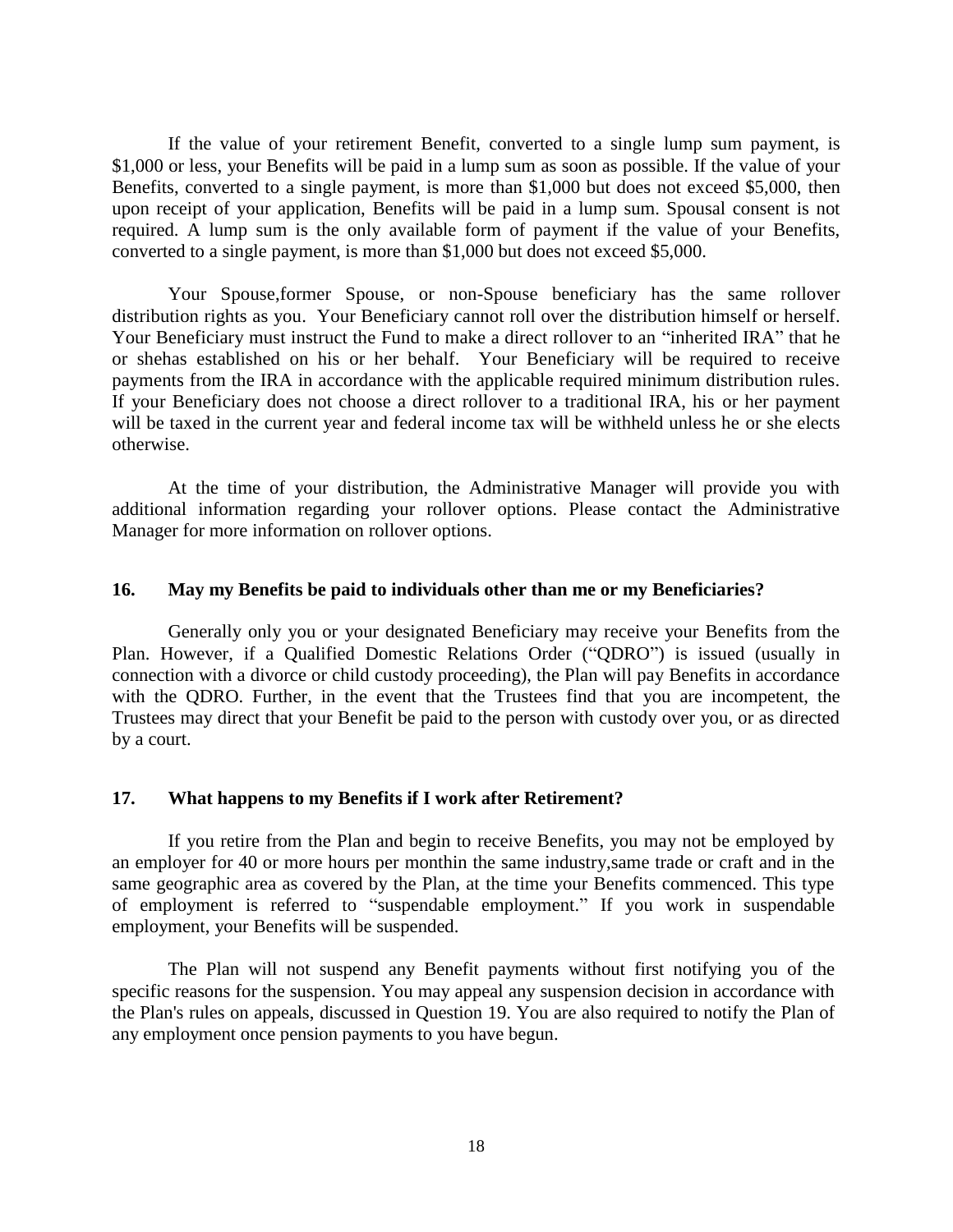If the value of your retirement Benefit, converted to a single lump sum payment, is $1,000 or less, your Benefits will be paid in a lump sum as soon as possible. If the value of your Benefits, converted to a single payment, is more than $1,000 but does not exceed $5,000, then upon receipt of your application, Benefits will be paid in a lump sum. Spousal consent is not required. A lump sum is the only available form of payment if the value of your Benefits, converted to a single payment, is more than $1,000 but does not exceed $5,000.

Your Spouse,former Spouse, or non-Spouse beneficiary has the same rollover distribution rights as you. Your Beneficiary cannot roll over the distribution himself or herself. Your Beneficiary must instruct the Fund to make a direct rollover to an "inherited IRA" that he or shehas established on his or her behalf. Your Beneficiary will be required to receive payments from the IRA in accordance with the applicable required minimum distribution rules. If your Beneficiary does not choose a direct rollover to a traditional IRA, his or her payment will be taxed in the current year and federal income tax will be withheld unless he or she elects otherwise.

At the time of your distribution, the Administrative Manager will provide you with additional information regarding your rollover options. Please contact the Administrative Manager for more information on rollover options.

**16. May my Benefits be paid to individuals other than me or my Beneficiaries?**

Generally only you or your designated Beneficiary may receive your Benefits from the Plan. However, if a Qualified Domestic Relations Order ("QDRO") is issued (usually in connection with a divorce or child custody proceeding), the Plan will pay Benefits in accordance with the QDRO. Further, in the event that the Trustees find that you are incompetent, the Trustees may direct that your Benefit be paid to the person with custody over you, or as directed by a court.

**17. What happens to my Benefits if I work after Retirement?**

If you retire from the Plan and begin to receive Benefits, you may not be employed by an employer for 40 or more hours per monthin the same industry,same trade or craft and in the same geographic area as covered by the Plan, at the time your Benefits commenced. This type of employment is referred to "suspendable employment." If you work in suspendable employment, your Benefits will be suspended.

The Plan will not suspend any Benefit payments without first notifying you of the specific reasons for the suspension. You may appeal any suspension decision in accordance with the Plan's rules on appeals, discussed in Question 19. You are also required to notify the Plan of any employment once pension payments to you have begun.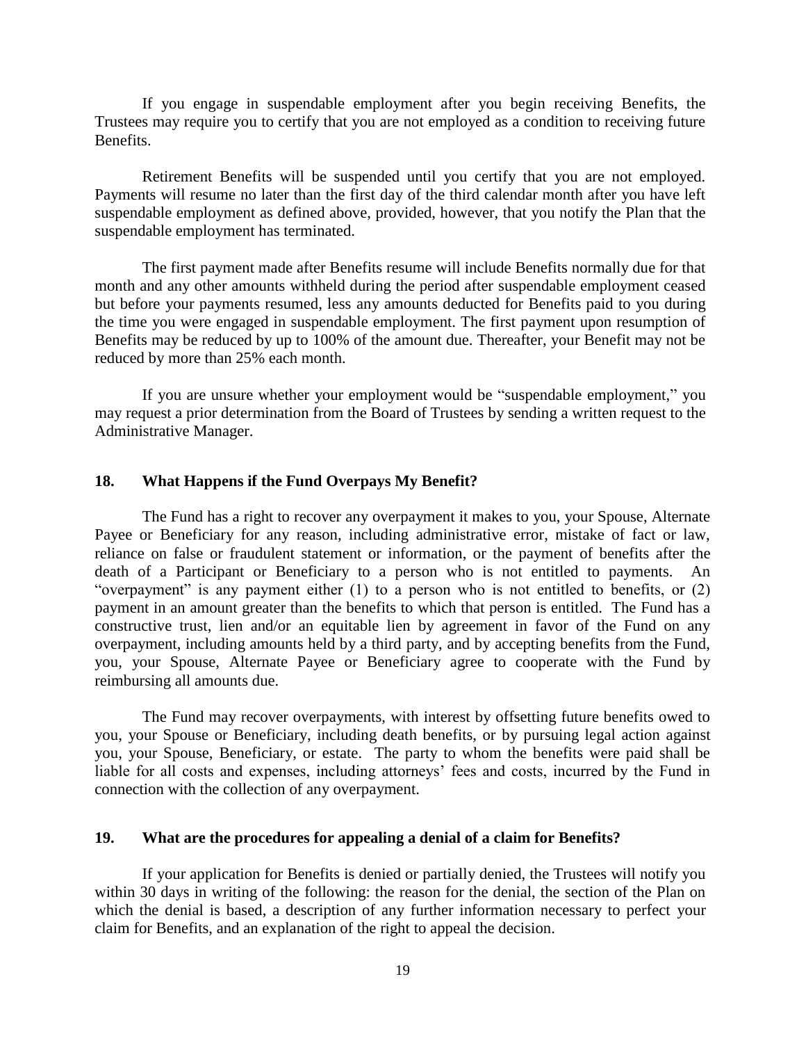If you engage in suspendable employment after you begin receiving Benefits, the Trustees may require you to certify that you are not employed as a condition to receiving future Benefits.

Retirement Benefits will be suspended until you certify that you are not employed. Payments will resume no later than the first day of the third calendar month after you have left suspendable employment as defined above, provided, however, that you notify the Plan that the suspendable employment has terminated.

The first payment made after Benefits resume will include Benefits normally due for that month and any other amounts withheld during the period after suspendable employment ceased but before your payments resumed, less any amounts deducted for Benefits paid to you during the time you were engaged in suspendable employment. The first payment upon resumption of Benefits may be reduced by up to 100% of the amount due. Thereafter, your Benefit may not be reduced by more than 25% each month.

If you are unsure whether your employment would be "suspendable employment," you may request a prior determination from the Board of Trustees by sending a written request to the Administrative Manager.

### 18. What Happens if the Fund Overpays My Benefit?

The Fund has a right to recover any overpayment it makes to you, your Spouse, Alternate Payee or Beneficiary for any reason, including administrative error, mistake of fact or law, reliance on false or fraudulent statement or information, or the payment of benefits after the death of a Participant or Beneficiary to a person who is not entitled to payments. An "overpayment" is any payment either (1) to a person who is not entitled to benefits, or (2) payment in an amount greater than the benefits to which that person is entitled. The Fund has a constructive trust, lien and/or an equitable lien by agreement in favor of the Fund on any overpayment, including amounts held by a third party, and by accepting benefits from the Fund, you, your Spouse, Alternate Payee or Beneficiary agree to cooperate with the Fund by reimbursing all amounts due.

The Fund may recover overpayments, with interest by offsetting future benefits owed to you, your Spouse or Beneficiary, including death benefits, or by pursuing legal action against you, your Spouse, Beneficiary, or estate. The party to whom the benefits were paid shall be liable for all costs and expenses, including attorneys' fees and costs, incurred by the Fund in connection with the collection of any overpayment.

### 19. What are the procedures for appealing a denial of a claim for Benefits?

If your application for Benefits is denied or partially denied, the Trustees will notify you within 30 days in writing of the following: the reason for the denial, the section of the Plan on which the denial is based, a description of any further information necessary to perfect your claim for Benefits, and an explanation of the right to appeal the decision.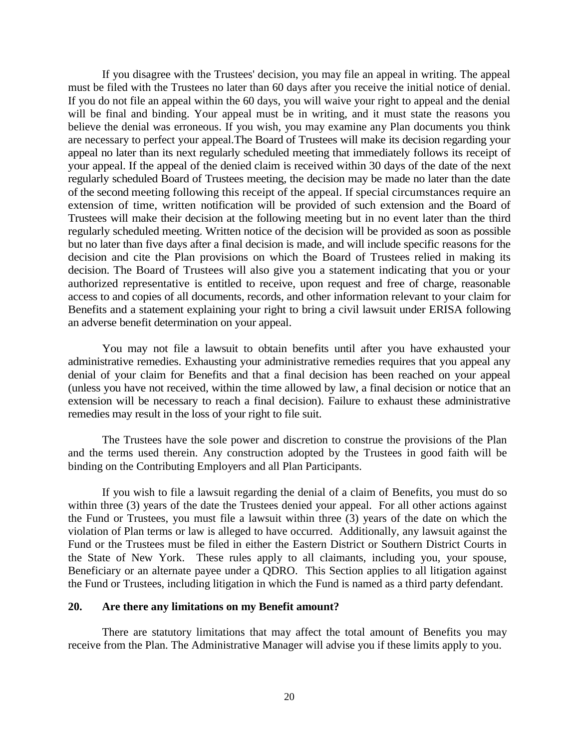If you disagree with the Trustees' decision, you may file an appeal in writing. The appeal must be filed with the Trustees no later than 60 days after you receive the initial notice of denial. If you do not file an appeal within the 60 days, you will waive your right to appeal and the denial will be final and binding. Your appeal must be in writing, and it must state the reasons you believe the denial was erroneous. If you wish, you may examine any Plan documents you think are necessary to perfect your appeal.The Board of Trustees will make its decision regarding your appeal no later than its next regularly scheduled meeting that immediately follows its receipt of your appeal. If the appeal of the denied claim is received within 30 days of the date of the next regularly scheduled Board of Trustees meeting, the decision may be made no later than the date of the second meeting following this receipt of the appeal. If special circumstances require an extension of time, written notification will be provided of such extension and the Board of Trustees will make their decision at the following meeting but in no event later than the third regularly scheduled meeting. Written notice of the decision will be provided as soon as possible but no later than five days after a final decision is made, and will include specific reasons for the decision and cite the Plan provisions on which the Board of Trustees relied in making its decision. The Board of Trustees will also give you a statement indicating that you or your authorized representative is entitled to receive, upon request and free of charge, reasonable access to and copies of all documents, records, and other information relevant to your claim for Benefits and a statement explaining your right to bring a civil lawsuit under ERISA following an adverse benefit determination on your appeal.

You may not file a lawsuit to obtain benefits until after you have exhausted your administrative remedies. Exhausting your administrative remedies requires that you appeal any denial of your claim for Benefits and that a final decision has been reached on your appeal (unless you have not received, within the time allowed by law, a final decision or notice that an extension will be necessary to reach a final decision). Failure to exhaust these administrative remedies may result in the loss of your right to file suit.

The Trustees have the sole power and discretion to construe the provisions of the Plan and the terms used therein. Any construction adopted by the Trustees in good faith will be binding on the Contributing Employers and all Plan Participants.

If you wish to file a lawsuit regarding the denial of a claim of Benefits, you must do so within three (3) years of the date the Trustees denied your appeal. For all other actions against the Fund or Trustees, you must file a lawsuit within three (3) years of the date on which the violation of Plan terms or law is alleged to have occurred. Additionally, any lawsuit against the Fund or the Trustees must be filed in either the Eastern District or Southern District Courts in the State of New York. These rules apply to all claimants, including you, your spouse, Beneficiary or an alternate payee under a QDRO. This Section applies to all litigation against the Fund or Trustees, including litigation in which the Fund is named as a third party defendant.

## 20. Are there any limitations on my Benefit amount?

There are statutory limitations that may affect the total amount of Benefits you may receive from the Plan. The Administrative Manager will advise you if these limits apply to you.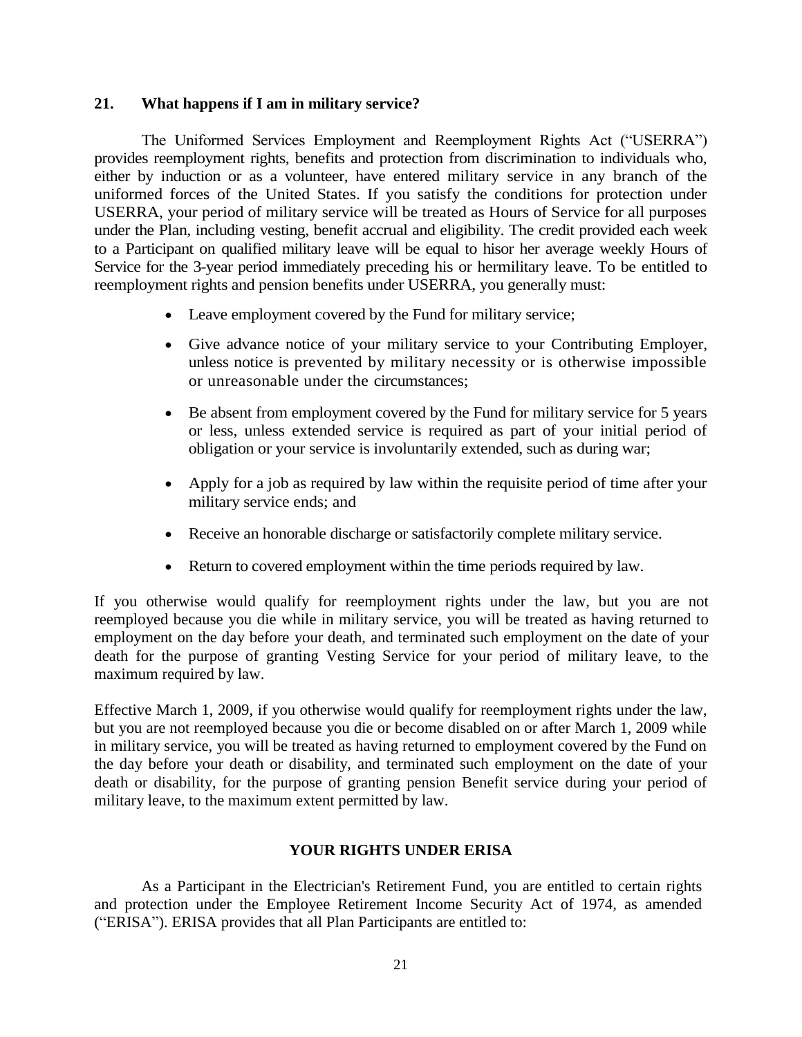**21. What happens if I am in military service?**

The Uniformed Services Employment and Reemployment Rights Act ("USERRA") provides reemployment rights, benefits and protection from discrimination to individuals who, either by induction or as a volunteer, have entered military service in any branch of the uniformed forces of the United States. If you satisfy the conditions for protection under USERRA, your period of military service will be treated as Hours of Service for all purposes under the Plan, including vesting, benefit accrual and eligibility. The credit provided each week to a Participant on qualified military leave will be equal to hisor her average weekly Hours of Service for the 3-year period immediately preceding his or hermilitary leave. To be entitled to reemployment rights and pension benefits under USERRA, you generally must:

- Leave employment covered by the Fund for military service;
- Give advance notice of your military service to your Contributing Employer, unless notice is prevented by military necessity or is otherwise impossible or unreasonable under the circumstances;
- Be absent from employment covered by the Fund for military service for 5 years or less, unless extended service is required as part of your initial period of obligation or your service is involuntarily extended, such as during war;
- Apply for a job as required by law within the requisite period of time after your military service ends; and
- Receive an honorable discharge or satisfactorily complete military service.
- Return to covered employment within the time periods required by law.

If you otherwise would qualify for reemployment rights under the law, but you are not reemployed because you die while in military service, you will be treated as having returned to employment on the day before your death, and terminated such employment on the date of your death for the purpose of granting Vesting Service for your period of military leave, to the maximum required by law.

Effective March 1, 2009, if you otherwise would qualify for reemployment rights under the law, but you are not reemployed because you die or become disabled on or after March 1, 2009 while in military service, you will be treated as having returned to employment covered by the Fund on the day before your death or disability, and terminated such employment on the date of your death or disability, for the purpose of granting pension Benefit service during your period of military leave, to the maximum extent permitted by law.

## YOUR RIGHTS UNDER ERISA

As a Participant in the Electrician's Retirement Fund, you are entitled to certain rights and protection under the Employee Retirement Income Security Act of 1974, as amended ("ERISA"). ERISA provides that all Plan Participants are entitled to: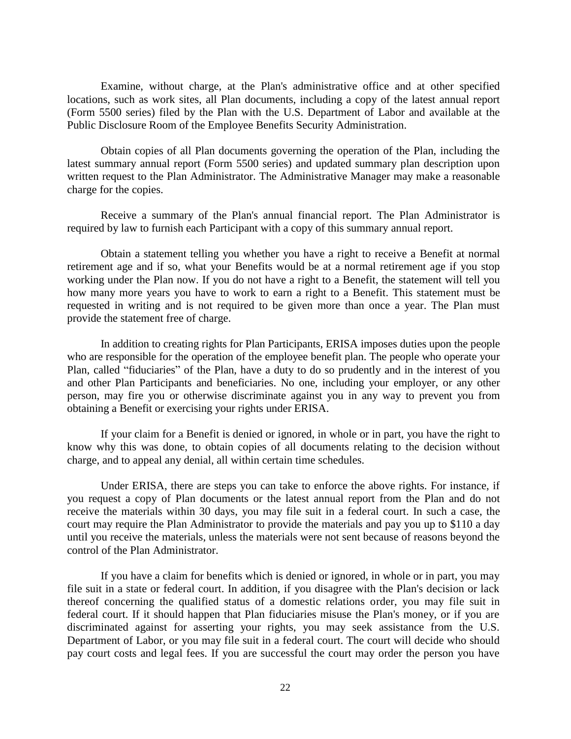Examine, without charge, at the Plan's administrative office and at other specified locations, such as work sites, all Plan documents, including a copy of the latest annual report (Form 5500 series) filed by the Plan with the U.S. Department of Labor and available at the Public Disclosure Room of the Employee Benefits Security Administration.

Obtain copies of all Plan documents governing the operation of the Plan, including the latest summary annual report (Form 5500 series) and updated summary plan description upon written request to the Plan Administrator. The Administrative Manager may make a reasonable charge for the copies.

Receive a summary of the Plan's annual financial report. The Plan Administrator is required by law to furnish each Participant with a copy of this summary annual report.

Obtain a statement telling you whether you have a right to receive a Benefit at normal retirement age and if so, what your Benefits would be at a normal retirement age if you stop working under the Plan now. If you do not have a right to a Benefit, the statement will tell you how many more years you have to work to earn a right to a Benefit. This statement must be requested in writing and is not required to be given more than once a year. The Plan must provide the statement free of charge.

In addition to creating rights for Plan Participants, ERISA imposes duties upon the people who are responsible for the operation of the employee benefit plan. The people who operate your Plan, called "fiduciaries" of the Plan, have a duty to do so prudently and in the interest of you and other Plan Participants and beneficiaries. No one, including your employer, or any other person, may fire you or otherwise discriminate against you in any way to prevent you from obtaining a Benefit or exercising your rights under ERISA.

If your claim for a Benefit is denied or ignored, in whole or in part, you have the right to know why this was done, to obtain copies of all documents relating to the decision without charge, and to appeal any denial, all within certain time schedules.

Under ERISA, there are steps you can take to enforce the above rights. For instance, if you request a copy of Plan documents or the latest annual report from the Plan and do not receive the materials within 30 days, you may file suit in a federal court. In such a case, the court may require the Plan Administrator to provide the materials and pay you up to $110 a day until you receive the materials, unless the materials were not sent because of reasons beyond the control of the Plan Administrator.

If you have a claim for benefits which is denied or ignored, in whole or in part, you may file suit in a state or federal court. In addition, if you disagree with the Plan's decision or lack thereof concerning the qualified status of a domestic relations order, you may file suit in federal court. If it should happen that Plan fiduciaries misuse the Plan's money, or if you are discriminated against for asserting your rights, you may seek assistance from the U.S. Department of Labor, or you may file suit in a federal court. The court will decide who should pay court costs and legal fees. If you are successful the court may order the person you have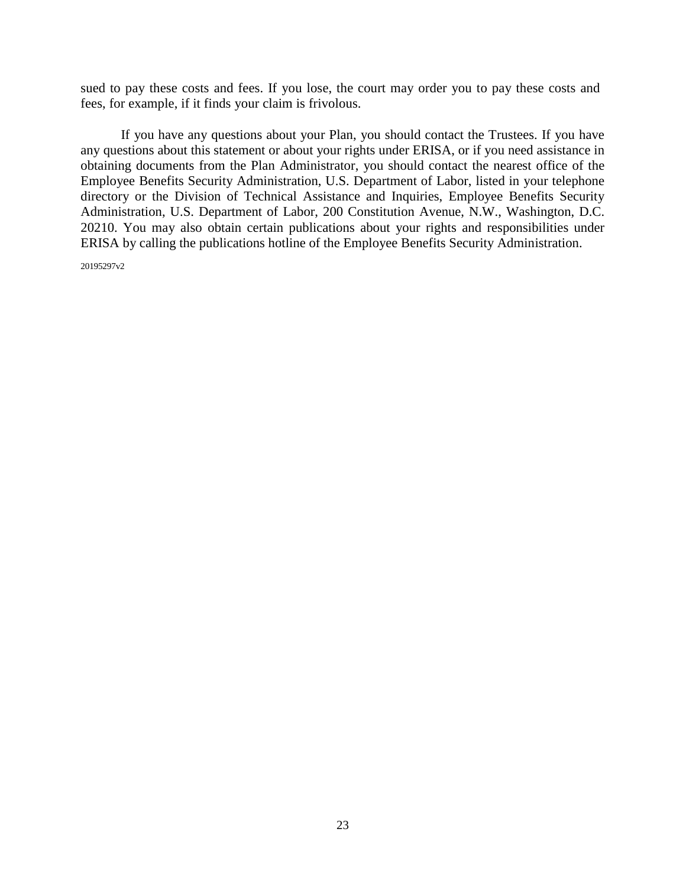sued to pay these costs and fees. If you lose, the court may order you to pay these costs and fees, for example, if it finds your claim is frivolous.

If you have any questions about your Plan, you should contact the Trustees. If you have any questions about this statement or about your rights under ERISA, or if you need assistance in obtaining documents from the Plan Administrator, you should contact the nearest office of the Employee Benefits Security Administration, U.S. Department of Labor, listed in your telephone directory or the Division of Technical Assistance and Inquiries, Employee Benefits Security Administration, U.S. Department of Labor, 200 Constitution Avenue, N.W., Washington, D.C. 20210. You may also obtain certain publications about your rights and responsibilities under ERISA by calling the publications hotline of the Employee Benefits Security Administration.

20195297v2